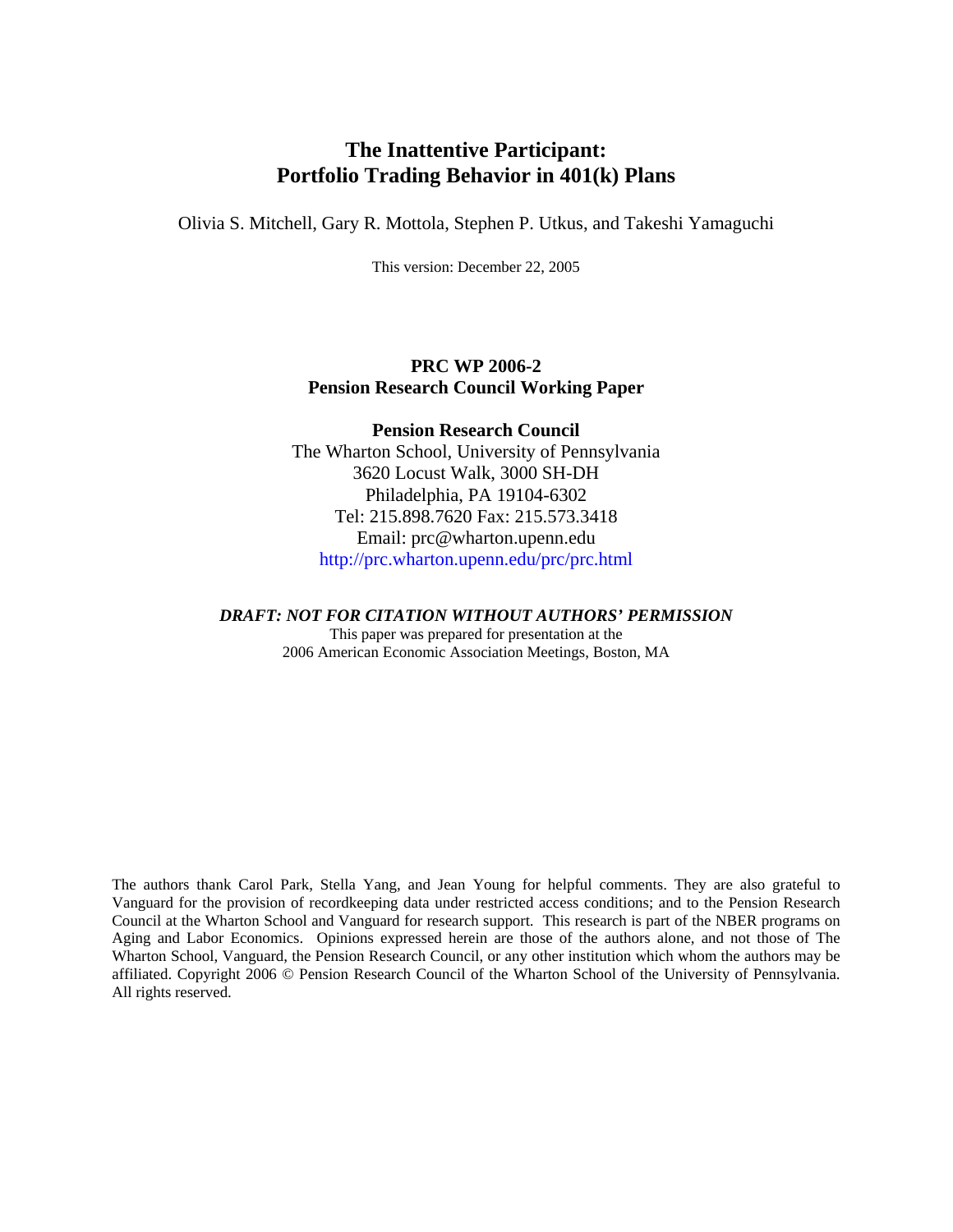# The Inattentive Participant: Portfolio Trading Behavior in 401(k) Plans

Olivia S. Mitchell, Gary R. Mottola, Stephen P. Utkus, and Takeshi Yamaguchi

This version: December 22, 2005

**PRC WP 2006-2**
**Pension Research Council Working Paper**

**Pension Research Council**
The Wharton School, University of Pennsylvania
3620 Locust Walk, 3000 SH-DH
Philadelphia, PA 19104-6302
Tel: 215.898.7620 Fax: 215.573.3418
Email: prc@wharton.upenn.edu
http://prc.wharton.upenn.edu/prc/prc.html

***DRAFT: NOT FOR CITATION WITHOUT AUTHORS' PERMISSION***
This paper was prepared for presentation at the
2006 American Economic Association Meetings, Boston, MA

The authors thank Carol Park, Stella Yang, and Jean Young for helpful comments. They are also grateful to Vanguard for the provision of recordkeeping data under restricted access conditions; and to the Pension Research Council at the Wharton School and Vanguard for research support. This research is part of the NBER programs on Aging and Labor Economics. Opinions expressed herein are those of the authors alone, and not those of The Wharton School, Vanguard, the Pension Research Council, or any other institution which whom the authors may be affiliated. Copyright 2006 © Pension Research Council of the Wharton School of the University of Pennsylvania. All rights reserved.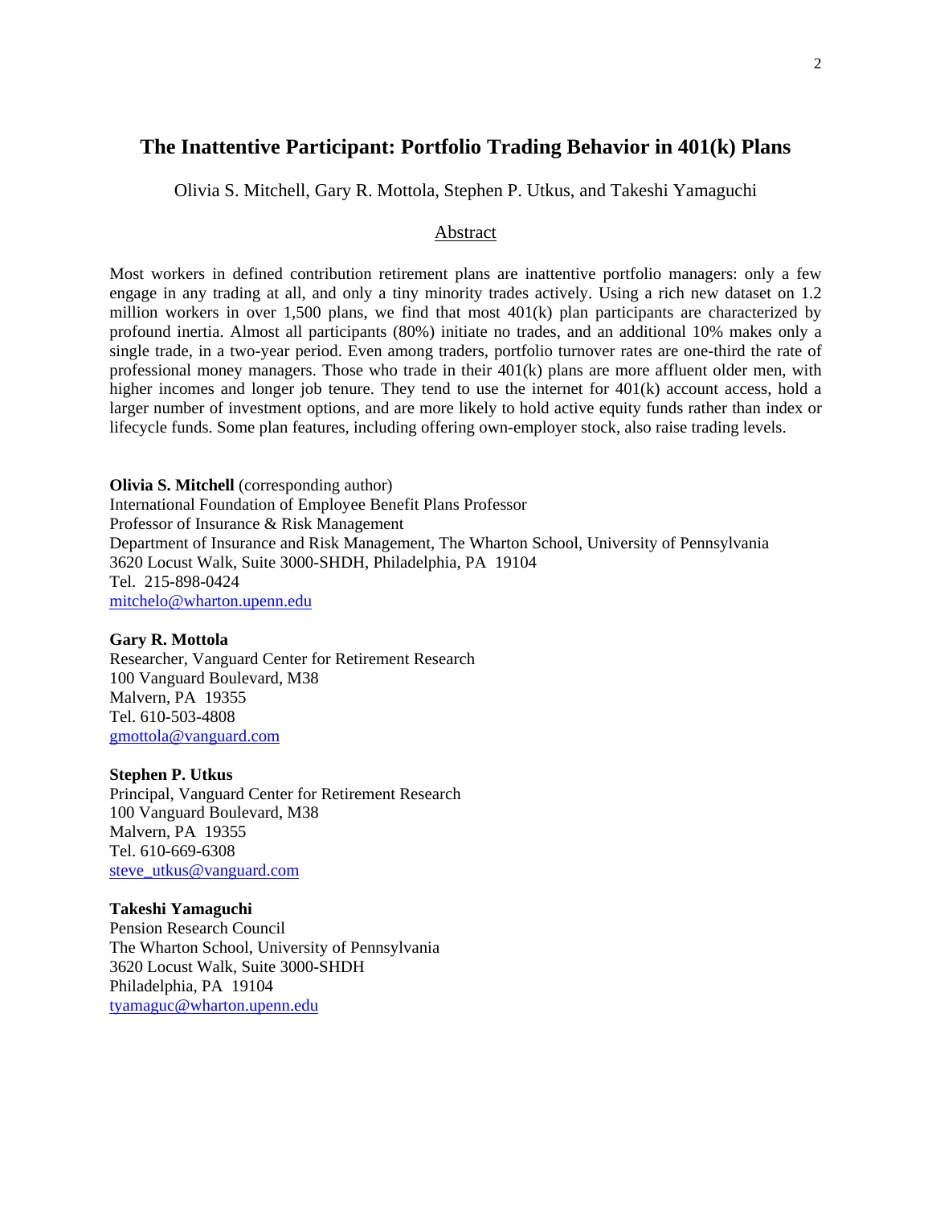# The Inattentive Participant: Portfolio Trading Behavior in 401(k) Plans

Olivia S. Mitchell, Gary R. Mottola, Stephen P. Utkus, and Takeshi Yamaguchi

## Abstract

Most workers in defined contribution retirement plans are inattentive portfolio managers: only a few engage in any trading at all, and only a tiny minority trades actively. Using a rich new dataset on 1.2 million workers in over 1,500 plans, we find that most 401(k) plan participants are characterized by profound inertia. Almost all participants (80%) initiate no trades, and an additional 10% makes only a single trade, in a two-year period. Even among traders, portfolio turnover rates are one-third the rate of professional money managers. Those who trade in their 401(k) plans are more affluent older men, with higher incomes and longer job tenure. They tend to use the internet for 401(k) account access, hold a larger number of investment options, and are more likely to hold active equity funds rather than index or lifecycle funds. Some plan features, including offering own-employer stock, also raise trading levels.

**Olivia S. Mitchell** (corresponding author)
International Foundation of Employee Benefit Plans Professor
Professor of Insurance & Risk Management
Department of Insurance and Risk Management, The Wharton School, University of Pennsylvania
3620 Locust Walk, Suite 3000-SHDH, Philadelphia, PA 19104
Tel. 215-898-0424
mitchelo@wharton.upenn.edu

**Gary R. Mottola**
Researcher, Vanguard Center for Retirement Research
100 Vanguard Boulevard, M38
Malvern, PA 19355
Tel. 610-503-4808
gmottola@vanguard.com

**Stephen P. Utkus**
Principal, Vanguard Center for Retirement Research
100 Vanguard Boulevard, M38
Malvern, PA 19355
Tel. 610-669-6308
steve_utkus@vanguard.com

**Takeshi Yamaguchi**
Pension Research Council
The Wharton School, University of Pennsylvania
3620 Locust Walk, Suite 3000-SHDH
Philadelphia, PA 19104
tyamaguc@wharton.upenn.edu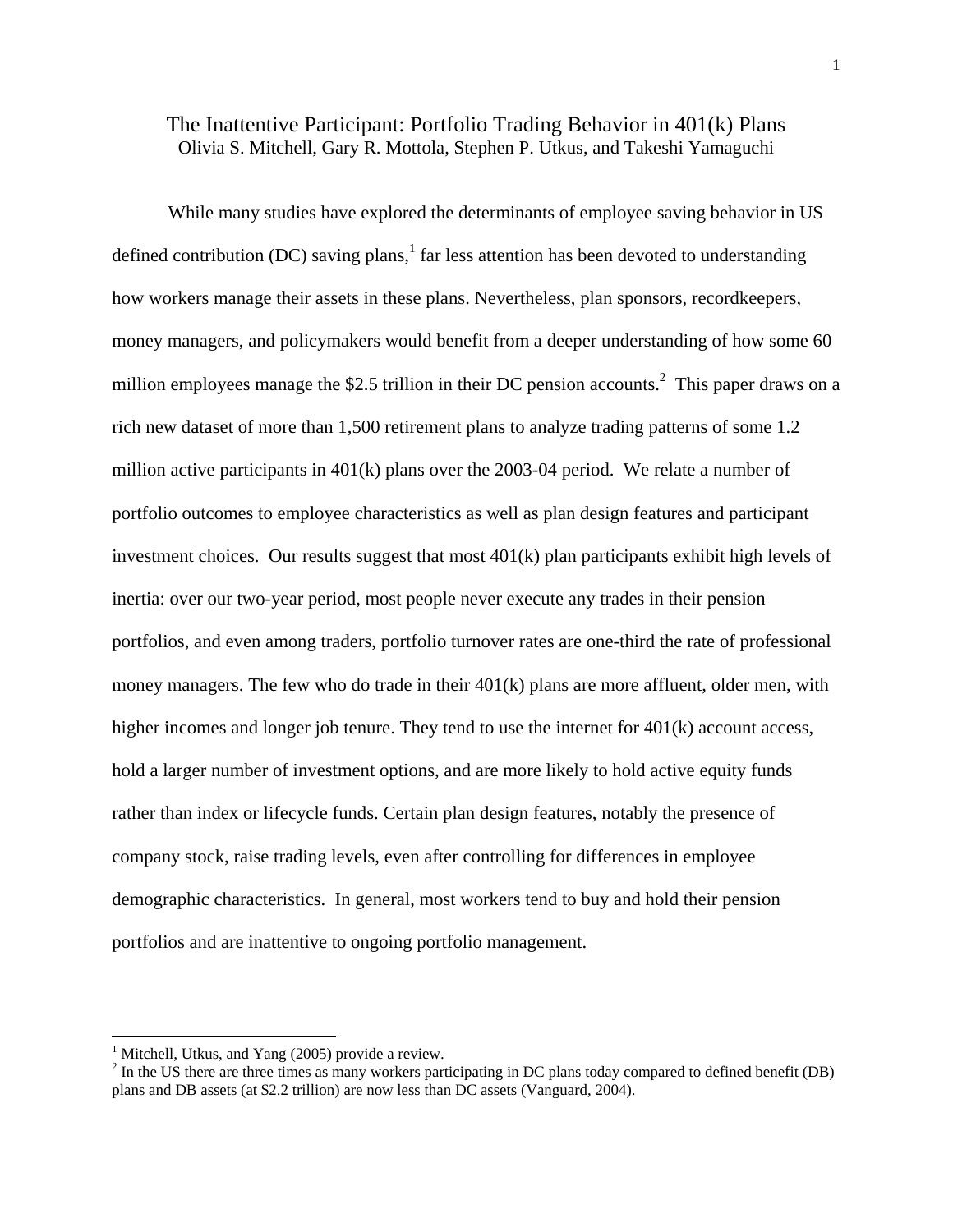# The Inattentive Participant: Portfolio Trading Behavior in 401(k) Plans

Olivia S. Mitchell, Gary R. Mottola, Stephen P. Utkus, and Takeshi Yamaguchi

While many studies have explored the determinants of employee saving behavior in US defined contribution (DC) saving plans,[1] far less attention has been devoted to understanding how workers manage their assets in these plans. Nevertheless, plan sponsors, recordkeepers, money managers, and policymakers would benefit from a deeper understanding of how some 60 million employees manage the $2.5 trillion in their DC pension accounts.[2] This paper draws on a rich new dataset of more than 1,500 retirement plans to analyze trading patterns of some 1.2 million active participants in 401(k) plans over the 2003-04 period. We relate a number of portfolio outcomes to employee characteristics as well as plan design features and participant investment choices. Our results suggest that most 401(k) plan participants exhibit high levels of inertia: over our two-year period, most people never execute any trades in their pension portfolios, and even among traders, portfolio turnover rates are one-third the rate of professional money managers. The few who do trade in their 401(k) plans are more affluent, older men, with higher incomes and longer job tenure. They tend to use the internet for 401(k) account access, hold a larger number of investment options, and are more likely to hold active equity funds rather than index or lifecycle funds. Certain plan design features, notably the presence of company stock, raise trading levels, even after controlling for differences in employee demographic characteristics. In general, most workers tend to buy and hold their pension portfolios and are inattentive to ongoing portfolio management.

---

[1] Mitchell, Utkus, and Yang (2005) provide a review.

[2] In the US there are three times as many workers participating in DC plans today compared to defined benefit (DB) plans and DB assets (at $2.2 trillion) are now less than DC assets (Vanguard, 2004).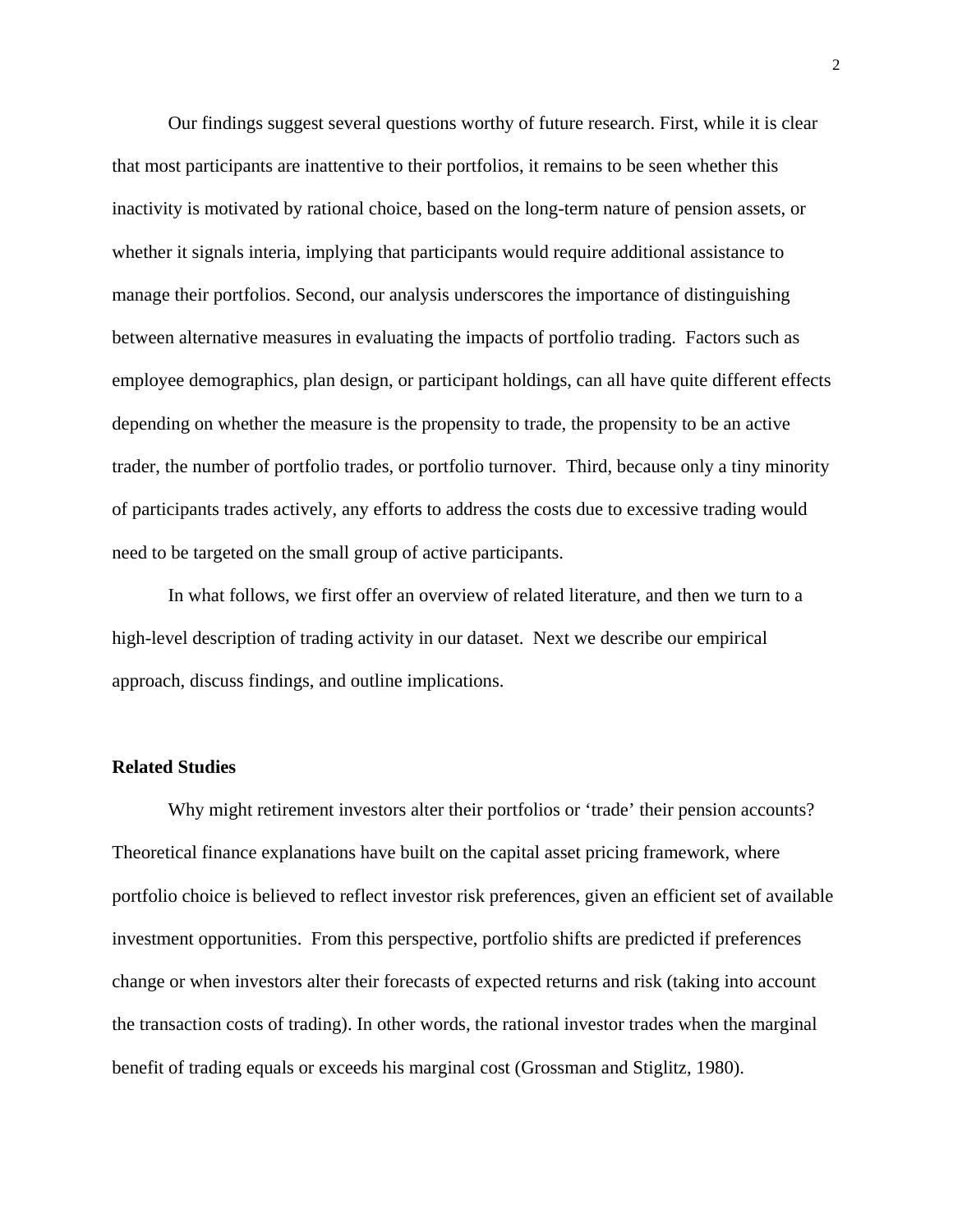Our findings suggest several questions worthy of future research. First, while it is clear that most participants are inattentive to their portfolios, it remains to be seen whether this inactivity is motivated by rational choice, based on the long-term nature of pension assets, or whether it signals interia, implying that participants would require additional assistance to manage their portfolios. Second, our analysis underscores the importance of distinguishing between alternative measures in evaluating the impacts of portfolio trading. Factors such as employee demographics, plan design, or participant holdings, can all have quite different effects depending on whether the measure is the propensity to trade, the propensity to be an active trader, the number of portfolio trades, or portfolio turnover. Third, because only a tiny minority of participants trades actively, any efforts to address the costs due to excessive trading would need to be targeted on the small group of active participants.

In what follows, we first offer an overview of related literature, and then we turn to a high-level description of trading activity in our dataset. Next we describe our empirical approach, discuss findings, and outline implications.

**Related Studies**

Why might retirement investors alter their portfolios or 'trade' their pension accounts? Theoretical finance explanations have built on the capital asset pricing framework, where portfolio choice is believed to reflect investor risk preferences, given an efficient set of available investment opportunities. From this perspective, portfolio shifts are predicted if preferences change or when investors alter their forecasts of expected returns and risk (taking into account the transaction costs of trading). In other words, the rational investor trades when the marginal benefit of trading equals or exceeds his marginal cost (Grossman and Stiglitz, 1980).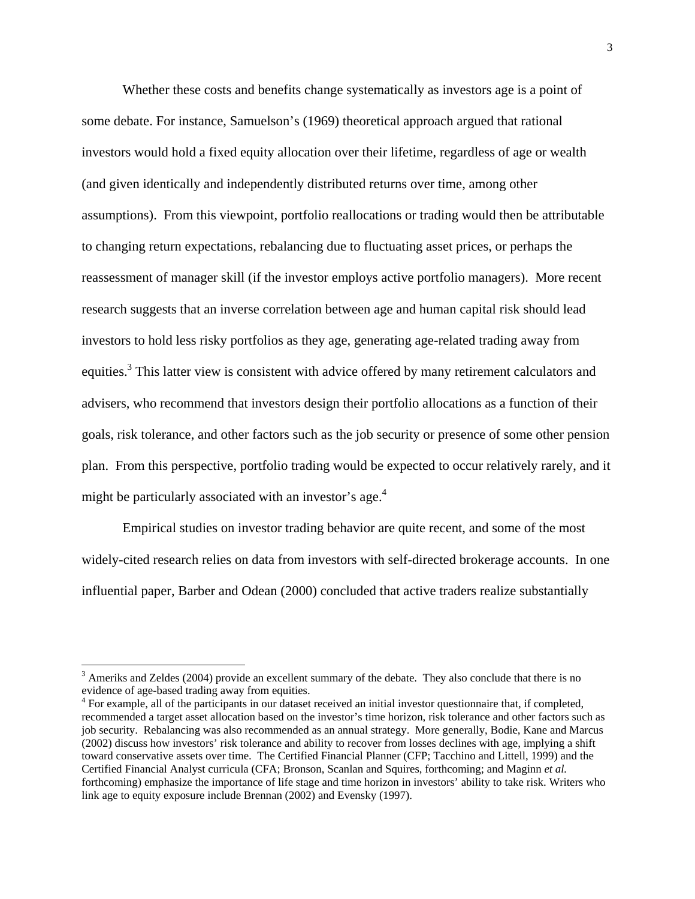Whether these costs and benefits change systematically as investors age is a point of some debate. For instance, Samuelson's (1969) theoretical approach argued that rational investors would hold a fixed equity allocation over their lifetime, regardless of age or wealth (and given identically and independently distributed returns over time, among other assumptions). From this viewpoint, portfolio reallocations or trading would then be attributable to changing return expectations, rebalancing due to fluctuating asset prices, or perhaps the reassessment of manager skill (if the investor employs active portfolio managers). More recent research suggests that an inverse correlation between age and human capital risk should lead investors to hold less risky portfolios as they age, generating age-related trading away from equities.[3] This latter view is consistent with advice offered by many retirement calculators and advisers, who recommend that investors design their portfolio allocations as a function of their goals, risk tolerance, and other factors such as the job security or presence of some other pension plan. From this perspective, portfolio trading would be expected to occur relatively rarely, and it might be particularly associated with an investor's age.[4]

Empirical studies on investor trading behavior are quite recent, and some of the most widely-cited research relies on data from investors with self-directed brokerage accounts. In one influential paper, Barber and Odean (2000) concluded that active traders realize substantially

---

[3] Ameriks and Zeldes (2004) provide an excellent summary of the debate. They also conclude that there is no evidence of age-based trading away from equities.

[4] For example, all of the participants in our dataset received an initial investor questionnaire that, if completed, recommended a target asset allocation based on the investor's time horizon, risk tolerance and other factors such as job security. Rebalancing was also recommended as an annual strategy. More generally, Bodie, Kane and Marcus (2002) discuss how investors' risk tolerance and ability to recover from losses declines with age, implying a shift toward conservative assets over time. The Certified Financial Planner (CFP; Tacchino and Littell, 1999) and the Certified Financial Analyst curricula (CFA; Bronson, Scanlan and Squires, forthcoming; and Maginn *et al.* forthcoming) emphasize the importance of life stage and time horizon in investors' ability to take risk. Writers who link age to equity exposure include Brennan (2002) and Evensky (1997).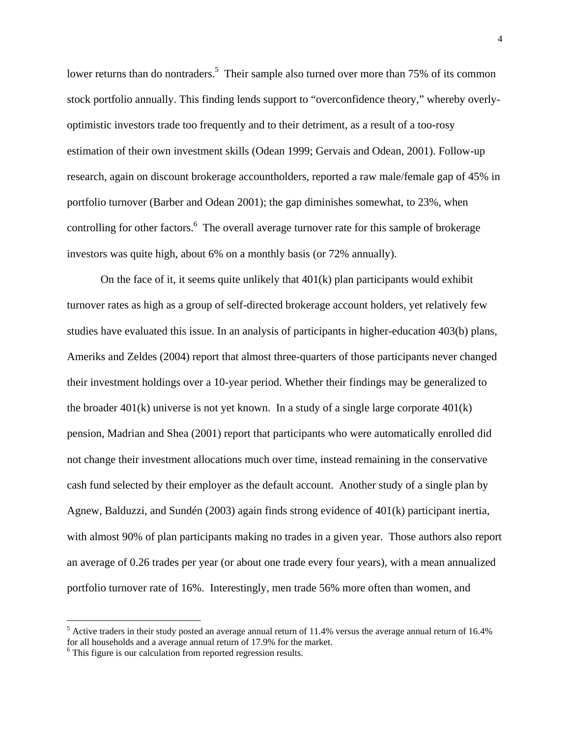lower returns than do nontraders.[5] Their sample also turned over more than 75% of its common stock portfolio annually. This finding lends support to "overconfidence theory," whereby overly-optimistic investors trade too frequently and to their detriment, as a result of a too-rosy estimation of their own investment skills (Odean 1999; Gervais and Odean, 2001). Follow-up research, again on discount brokerage accountholders, reported a raw male/female gap of 45% in portfolio turnover (Barber and Odean 2001); the gap diminishes somewhat, to 23%, when controlling for other factors.[6] The overall average turnover rate for this sample of brokerage investors was quite high, about 6% on a monthly basis (or 72% annually).

On the face of it, it seems quite unlikely that 401(k) plan participants would exhibit turnover rates as high as a group of self-directed brokerage account holders, yet relatively few studies have evaluated this issue. In an analysis of participants in higher-education 403(b) plans, Ameriks and Zeldes (2004) report that almost three-quarters of those participants never changed their investment holdings over a 10-year period. Whether their findings may be generalized to the broader 401(k) universe is not yet known. In a study of a single large corporate 401(k) pension, Madrian and Shea (2001) report that participants who were automatically enrolled did not change their investment allocations much over time, instead remaining in the conservative cash fund selected by their employer as the default account. Another study of a single plan by Agnew, Balduzzi, and Sundén (2003) again finds strong evidence of 401(k) participant inertia, with almost 90% of plan participants making no trades in a given year. Those authors also report an average of 0.26 trades per year (or about one trade every four years), with a mean annualized portfolio turnover rate of 16%. Interestingly, men trade 56% more often than women, and

---

[5] Active traders in their study posted an average annual return of 11.4% versus the average annual return of 16.4% for all households and a average annual return of 17.9% for the market.

[6] This figure is our calculation from reported regression results.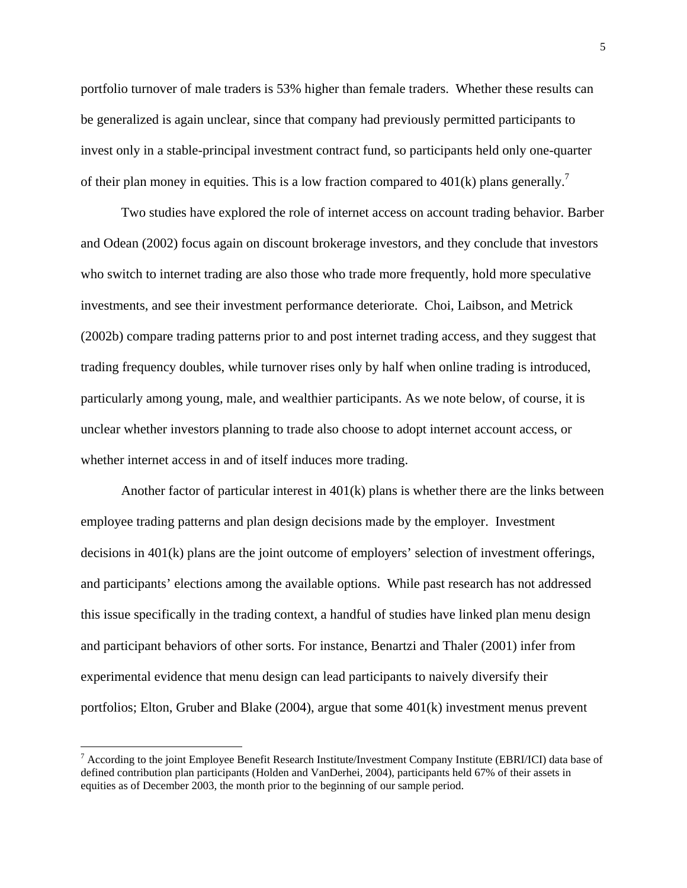portfolio turnover of male traders is 53% higher than female traders. Whether these results can be generalized is again unclear, since that company had previously permitted participants to invest only in a stable-principal investment contract fund, so participants held only one-quarter of their plan money in equities. This is a low fraction compared to 401(k) plans generally.[7]

Two studies have explored the role of internet access on account trading behavior. Barber and Odean (2002) focus again on discount brokerage investors, and they conclude that investors who switch to internet trading are also those who trade more frequently, hold more speculative investments, and see their investment performance deteriorate. Choi, Laibson, and Metrick (2002b) compare trading patterns prior to and post internet trading access, and they suggest that trading frequency doubles, while turnover rises only by half when online trading is introduced, particularly among young, male, and wealthier participants. As we note below, of course, it is unclear whether investors planning to trade also choose to adopt internet account access, or whether internet access in and of itself induces more trading.

Another factor of particular interest in 401(k) plans is whether there are the links between employee trading patterns and plan design decisions made by the employer. Investment decisions in 401(k) plans are the joint outcome of employers' selection of investment offerings, and participants' elections among the available options. While past research has not addressed this issue specifically in the trading context, a handful of studies have linked plan menu design and participant behaviors of other sorts. For instance, Benartzi and Thaler (2001) infer from experimental evidence that menu design can lead participants to naively diversify their portfolios; Elton, Gruber and Blake (2004), argue that some 401(k) investment menus prevent

[7] According to the joint Employee Benefit Research Institute/Investment Company Institute (EBRI/ICI) data base of defined contribution plan participants (Holden and VanDerhei, 2004), participants held 67% of their assets in equities as of December 2003, the month prior to the beginning of our sample period.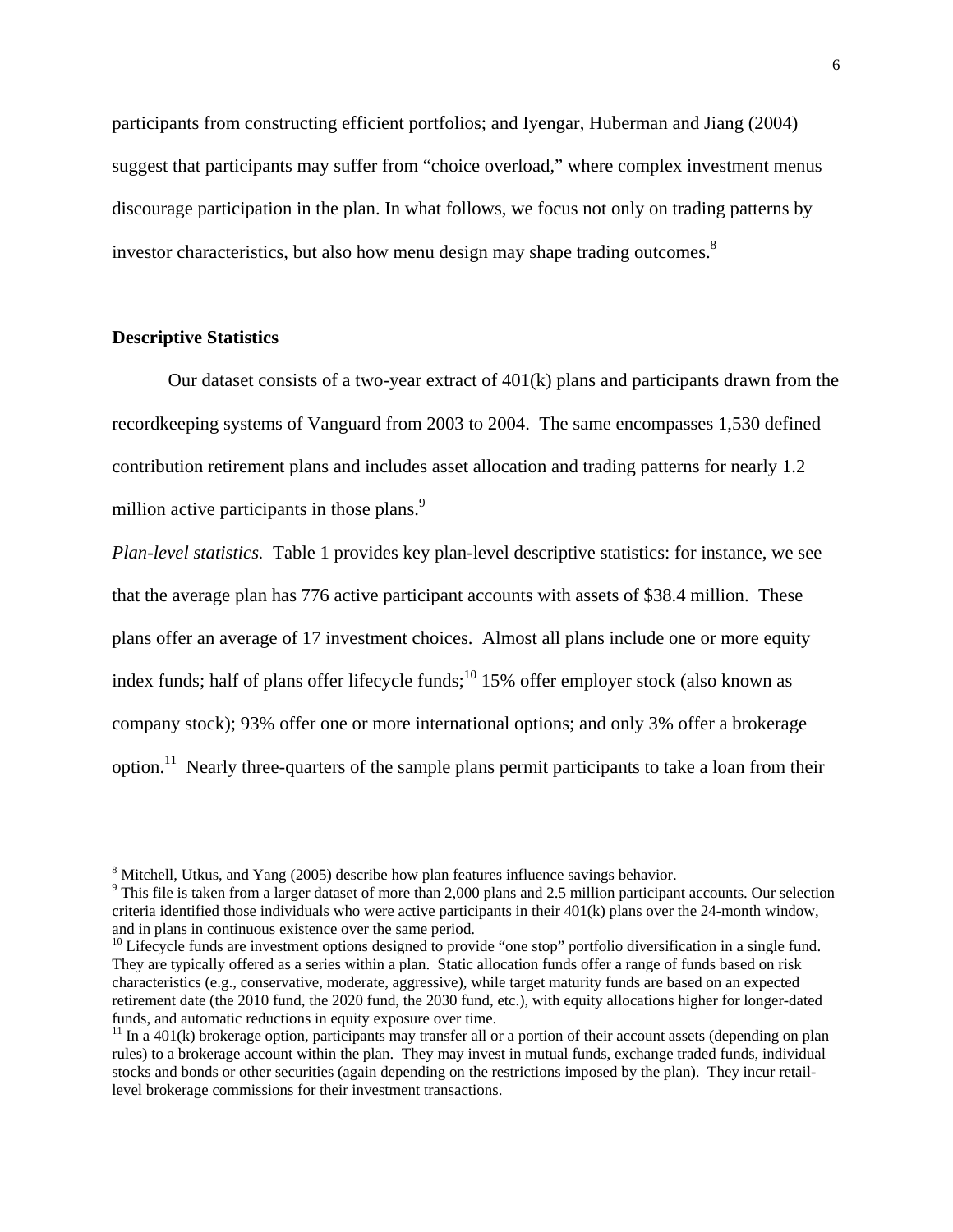participants from constructing efficient portfolios; and Iyengar, Huberman and Jiang (2004) suggest that participants may suffer from "choice overload," where complex investment menus discourage participation in the plan. In what follows, we focus not only on trading patterns by investor characteristics, but also how menu design may shape trading outcomes.[8]

**Descriptive Statistics**

Our dataset consists of a two-year extract of 401(k) plans and participants drawn from the recordkeeping systems of Vanguard from 2003 to 2004. The same encompasses 1,530 defined contribution retirement plans and includes asset allocation and trading patterns for nearly 1.2 million active participants in those plans.[9]

*Plan-level statistics.* Table 1 provides key plan-level descriptive statistics: for instance, we see that the average plan has 776 active participant accounts with assets of $38.4 million. These plans offer an average of 17 investment choices. Almost all plans include one or more equity index funds; half of plans offer lifecycle funds;[10] 15% offer employer stock (also known as company stock); 93% offer one or more international options; and only 3% offer a brokerage option.[11] Nearly three-quarters of the sample plans permit participants to take a loan from their

---

[8] Mitchell, Utkus, and Yang (2005) describe how plan features influence savings behavior.

[9] This file is taken from a larger dataset of more than 2,000 plans and 2.5 million participant accounts. Our selection criteria identified those individuals who were active participants in their 401(k) plans over the 24-month window, and in plans in continuous existence over the same period.

[10] Lifecycle funds are investment options designed to provide "one stop" portfolio diversification in a single fund. They are typically offered as a series within a plan. Static allocation funds offer a range of funds based on risk characteristics (e.g., conservative, moderate, aggressive), while target maturity funds are based on an expected retirement date (the 2010 fund, the 2020 fund, the 2030 fund, etc.), with equity allocations higher for longer-dated funds, and automatic reductions in equity exposure over time.

[11] In a 401(k) brokerage option, participants may transfer all or a portion of their account assets (depending on plan rules) to a brokerage account within the plan. They may invest in mutual funds, exchange traded funds, individual stocks and bonds or other securities (again depending on the restrictions imposed by the plan). They incur retail-level brokerage commissions for their investment transactions.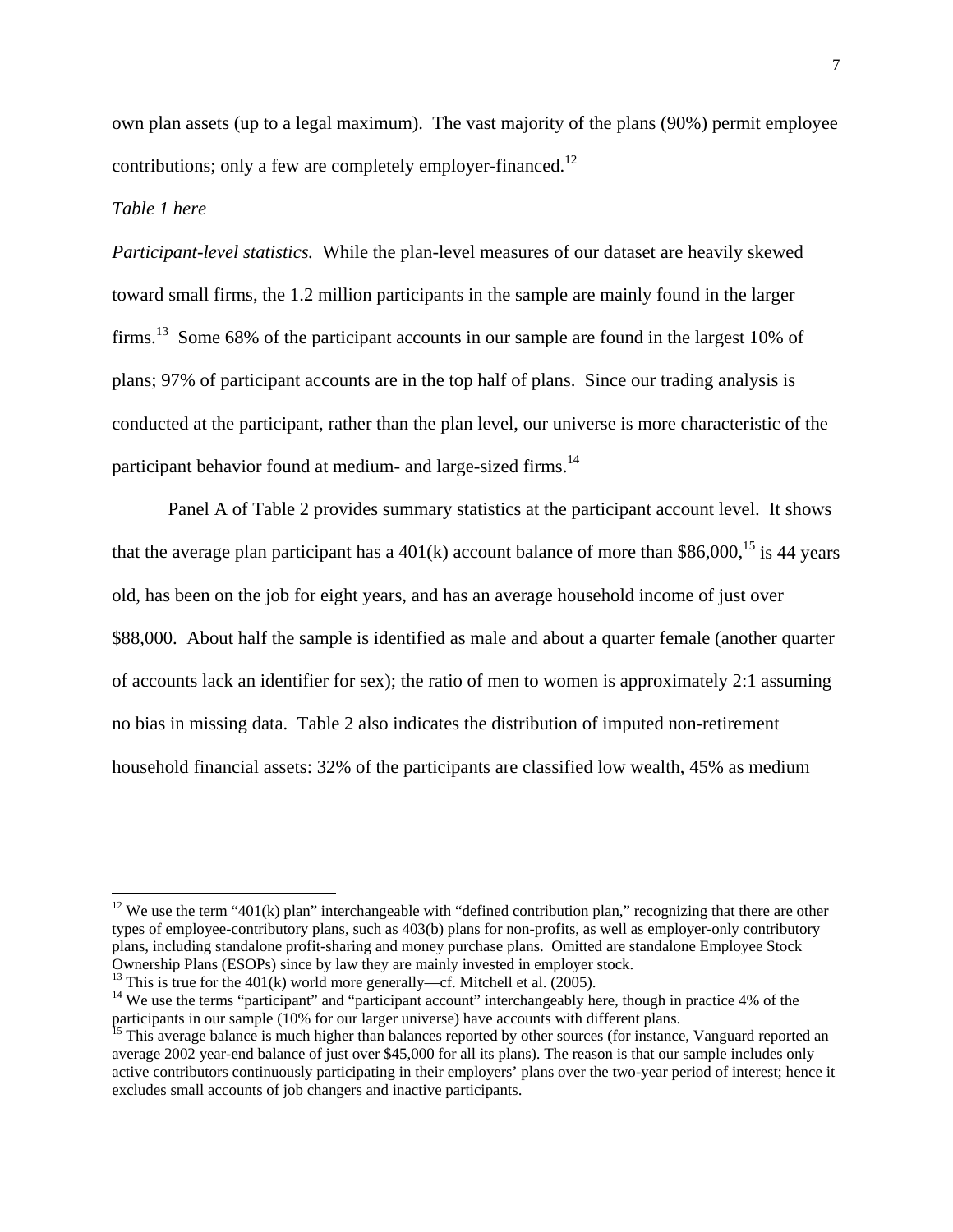own plan assets (up to a legal maximum). The vast majority of the plans (90%) permit employee contributions; only a few are completely employer-financed.[12]

*Table 1 here*

*Participant-level statistics.* While the plan-level measures of our dataset are heavily skewed toward small firms, the 1.2 million participants in the sample are mainly found in the larger firms.[13] Some 68% of the participant accounts in our sample are found in the largest 10% of plans; 97% of participant accounts are in the top half of plans. Since our trading analysis is conducted at the participant, rather than the plan level, our universe is more characteristic of the participant behavior found at medium- and large-sized firms.[14]

Panel A of Table 2 provides summary statistics at the participant account level. It shows that the average plan participant has a 401(k) account balance of more than $86,000,[15] is 44 years old, has been on the job for eight years, and has an average household income of just over $88,000. About half the sample is identified as male and about a quarter female (another quarter of accounts lack an identifier for sex); the ratio of men to women is approximately 2:1 assuming no bias in missing data. Table 2 also indicates the distribution of imputed non-retirement household financial assets: 32% of the participants are classified low wealth, 45% as medium

---

[12] We use the term "401(k) plan" interchangeable with "defined contribution plan," recognizing that there are other types of employee-contributory plans, such as 403(b) plans for non-profits, as well as employer-only contributory plans, including standalone profit-sharing and money purchase plans. Omitted are standalone Employee Stock Ownership Plans (ESOPs) since by law they are mainly invested in employer stock.

[13] This is true for the 401(k) world more generally—cf. Mitchell et al. (2005).

[14] We use the terms "participant" and "participant account" interchangeably here, though in practice 4% of the participants in our sample (10% for our larger universe) have accounts with different plans.

[15] This average balance is much higher than balances reported by other sources (for instance, Vanguard reported an average 2002 year-end balance of just over $45,000 for all its plans). The reason is that our sample includes only active contributors continuously participating in their employers' plans over the two-year period of interest; hence it excludes small accounts of job changers and inactive participants.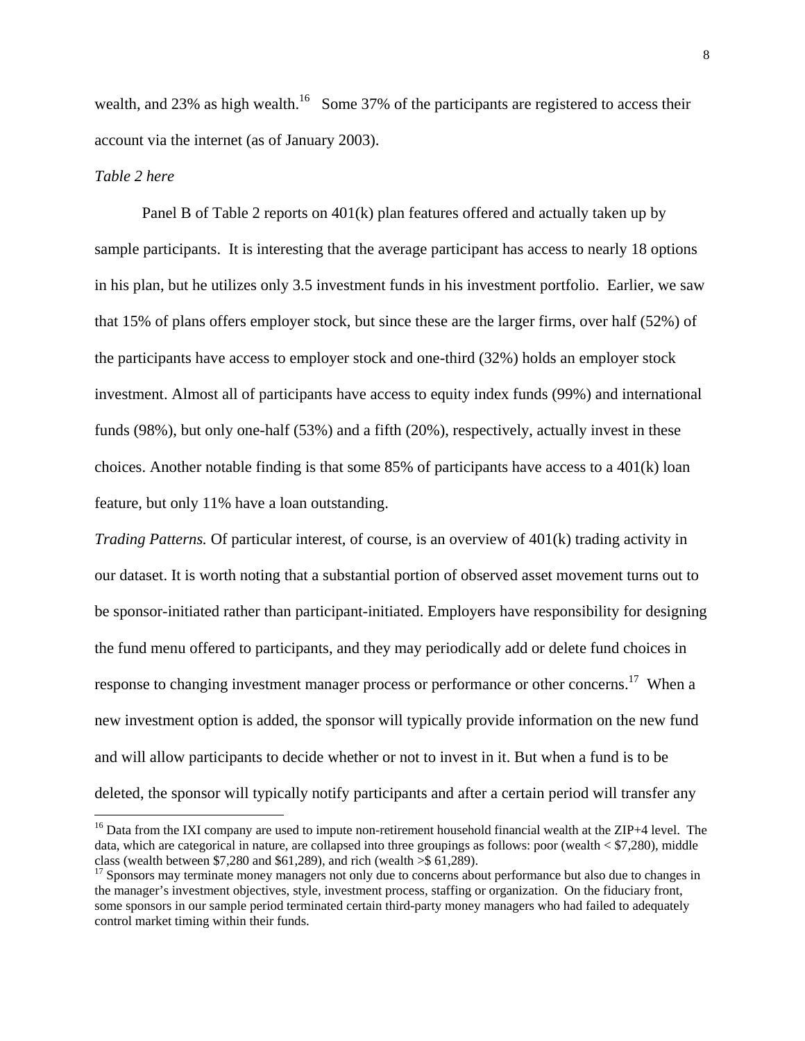wealth, and 23% as high wealth.[16] Some 37% of the participants are registered to access their account via the internet (as of January 2003).

*Table 2 here*

Panel B of Table 2 reports on 401(k) plan features offered and actually taken up by sample participants. It is interesting that the average participant has access to nearly 18 options in his plan, but he utilizes only 3.5 investment funds in his investment portfolio. Earlier, we saw that 15% of plans offers employer stock, but since these are the larger firms, over half (52%) of the participants have access to employer stock and one-third (32%) holds an employer stock investment. Almost all of participants have access to equity index funds (99%) and international funds (98%), but only one-half (53%) and a fifth (20%), respectively, actually invest in these choices. Another notable finding is that some 85% of participants have access to a 401(k) loan feature, but only 11% have a loan outstanding.

*Trading Patterns.* Of particular interest, of course, is an overview of 401(k) trading activity in our dataset. It is worth noting that a substantial portion of observed asset movement turns out to be sponsor-initiated rather than participant-initiated. Employers have responsibility for designing the fund menu offered to participants, and they may periodically add or delete fund choices in response to changing investment manager process or performance or other concerns.[17] When a new investment option is added, the sponsor will typically provide information on the new fund and will allow participants to decide whether or not to invest in it. But when a fund is to be deleted, the sponsor will typically notify participants and after a certain period will transfer any

---

[16] Data from the IXI company are used to impute non-retirement household financial wealth at the ZIP+4 level. The data, which are categorical in nature, are collapsed into three groupings as follows: poor (wealth < $7,280), middle class (wealth between $7,280 and $61,289), and rich (wealth >$ 61,289).

[17] Sponsors may terminate money managers not only due to concerns about performance but also due to changes in the manager's investment objectives, style, investment process, staffing or organization. On the fiduciary front, some sponsors in our sample period terminated certain third-party money managers who had failed to adequately control market timing within their funds.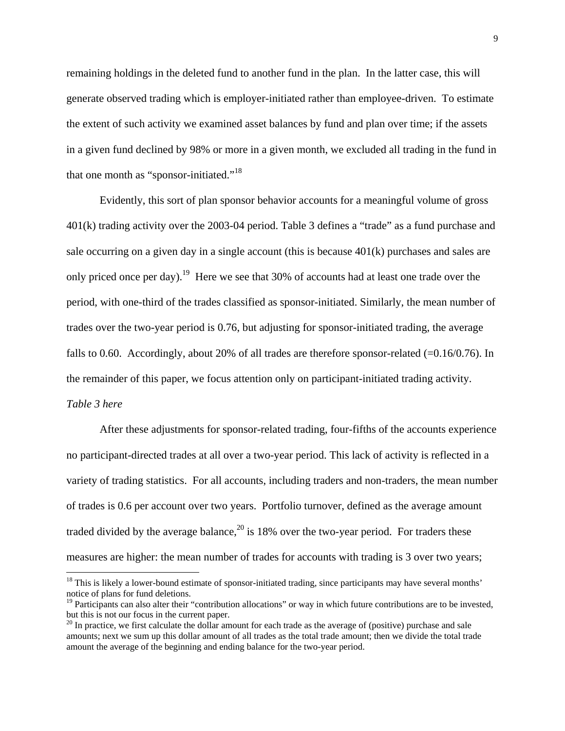remaining holdings in the deleted fund to another fund in the plan. In the latter case, this will generate observed trading which is employer-initiated rather than employee-driven. To estimate the extent of such activity we examined asset balances by fund and plan over time; if the assets in a given fund declined by 98% or more in a given month, we excluded all trading in the fund in that one month as "sponsor-initiated."[18]

Evidently, this sort of plan sponsor behavior accounts for a meaningful volume of gross 401(k) trading activity over the 2003-04 period. Table 3 defines a "trade" as a fund purchase and sale occurring on a given day in a single account (this is because 401(k) purchases and sales are only priced once per day).[19] Here we see that 30% of accounts had at least one trade over the period, with one-third of the trades classified as sponsor-initiated. Similarly, the mean number of trades over the two-year period is 0.76, but adjusting for sponsor-initiated trading, the average falls to 0.60. Accordingly, about 20% of all trades are therefore sponsor-related (=0.16/0.76). In the remainder of this paper, we focus attention only on participant-initiated trading activity.

*Table 3 here*

After these adjustments for sponsor-related trading, four-fifths of the accounts experience no participant-directed trades at all over a two-year period. This lack of activity is reflected in a variety of trading statistics. For all accounts, including traders and non-traders, the mean number of trades is 0.6 per account over two years. Portfolio turnover, defined as the average amount traded divided by the average balance,[20] is 18% over the two-year period. For traders these measures are higher: the mean number of trades for accounts with trading is 3 over two years;

---

[18] This is likely a lower-bound estimate of sponsor-initiated trading, since participants may have several months' notice of plans for fund deletions.

[19] Participants can also alter their "contribution allocations" or way in which future contributions are to be invested, but this is not our focus in the current paper.

[20] In practice, we first calculate the dollar amount for each trade as the average of (positive) purchase and sale amounts; next we sum up this dollar amount of all trades as the total trade amount; then we divide the total trade amount the average of the beginning and ending balance for the two-year period.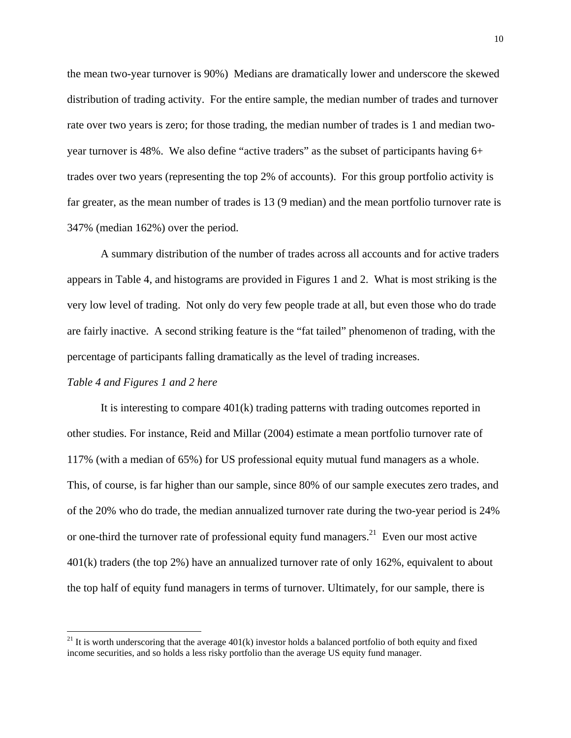the mean two-year turnover is 90%) Medians are dramatically lower and underscore the skewed distribution of trading activity. For the entire sample, the median number of trades and turnover rate over two years is zero; for those trading, the median number of trades is 1 and median two-year turnover is 48%. We also define "active traders" as the subset of participants having 6+ trades over two years (representing the top 2% of accounts). For this group portfolio activity is far greater, as the mean number of trades is 13 (9 median) and the mean portfolio turnover rate is 347% (median 162%) over the period.

A summary distribution of the number of trades across all accounts and for active traders appears in Table 4, and histograms are provided in Figures 1 and 2. What is most striking is the very low level of trading. Not only do very few people trade at all, but even those who do trade are fairly inactive. A second striking feature is the "fat tailed" phenomenon of trading, with the percentage of participants falling dramatically as the level of trading increases.

*Table 4 and Figures 1 and 2 here*

It is interesting to compare 401(k) trading patterns with trading outcomes reported in other studies. For instance, Reid and Millar (2004) estimate a mean portfolio turnover rate of 117% (with a median of 65%) for US professional equity mutual fund managers as a whole. This, of course, is far higher than our sample, since 80% of our sample executes zero trades, and of the 20% who do trade, the median annualized turnover rate during the two-year period is 24% or one-third the turnover rate of professional equity fund managers.[21] Even our most active 401(k) traders (the top 2%) have an annualized turnover rate of only 162%, equivalent to about the top half of equity fund managers in terms of turnover. Ultimately, for our sample, there is

[21] It is worth underscoring that the average 401(k) investor holds a balanced portfolio of both equity and fixed income securities, and so holds a less risky portfolio than the average US equity fund manager.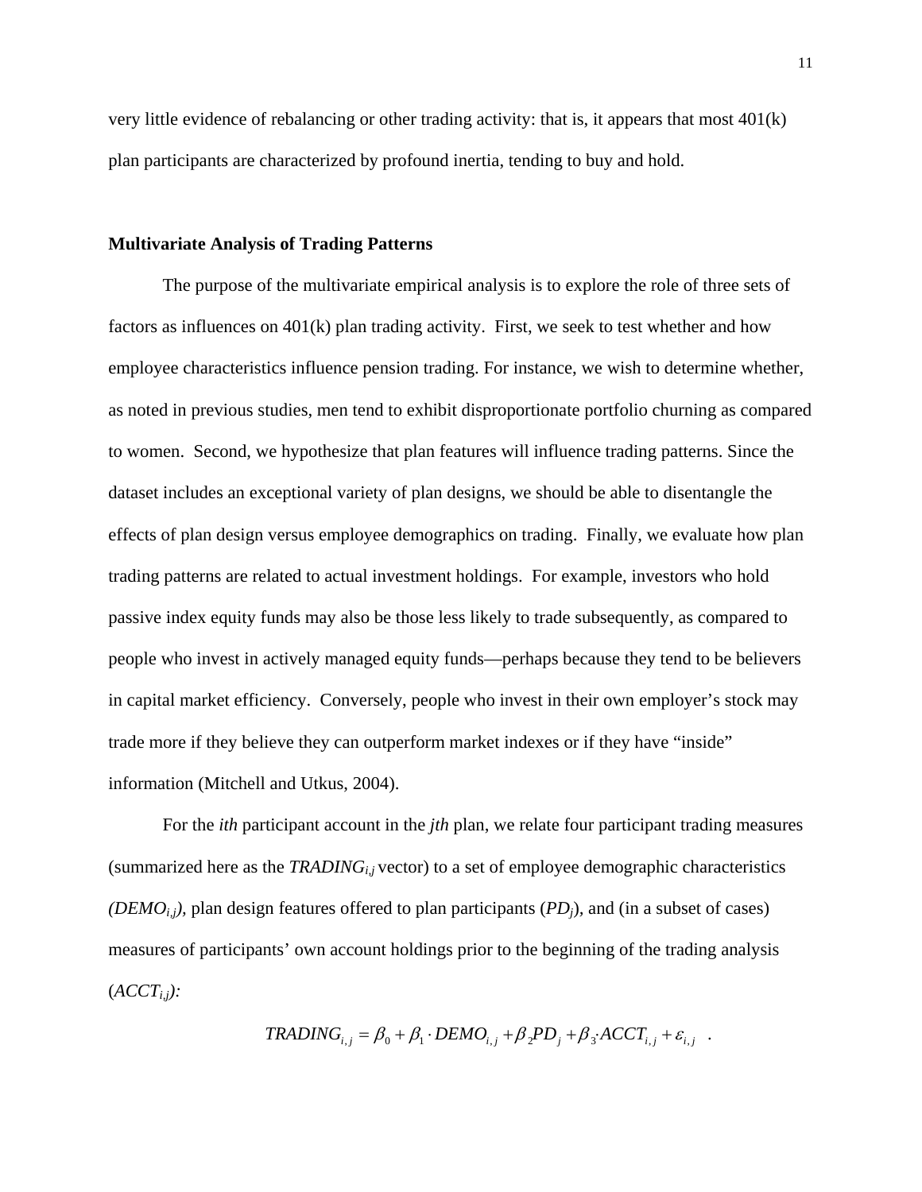very little evidence of rebalancing or other trading activity: that is, it appears that most 401(k) plan participants are characterized by profound inertia, tending to buy and hold.

**Multivariate Analysis of Trading Patterns**

The purpose of the multivariate empirical analysis is to explore the role of three sets of factors as influences on 401(k) plan trading activity. First, we seek to test whether and how employee characteristics influence pension trading. For instance, we wish to determine whether, as noted in previous studies, men tend to exhibit disproportionate portfolio churning as compared to women. Second, we hypothesize that plan features will influence trading patterns. Since the dataset includes an exceptional variety of plan designs, we should be able to disentangle the effects of plan design versus employee demographics on trading. Finally, we evaluate how plan trading patterns are related to actual investment holdings. For example, investors who hold passive index equity funds may also be those less likely to trade subsequently, as compared to people who invest in actively managed equity funds—perhaps because they tend to be believers in capital market efficiency. Conversely, people who invest in their own employer's stock may trade more if they believe they can outperform market indexes or if they have "inside" information (Mitchell and Utkus, 2004).

For the *ith* participant account in the *jth* plan, we relate four participant trading measures (summarized here as the $TRADING_{i,j}$ vector) to a set of employee demographic characteristics ($DEMO_{i,j}$), plan design features offered to plan participants ($PD_j$), and (in a subset of cases) measures of participants' own account holdings prior to the beginning of the trading analysis ($ACCT_{i,j}$):

$$TRADING_{i,j} = \beta_0 + \beta_1 \cdot DEMO_{i,j} + \beta_2 PD_j + \beta_3 \cdot ACCT_{i,j} + \varepsilon_{i,j} \quad .$$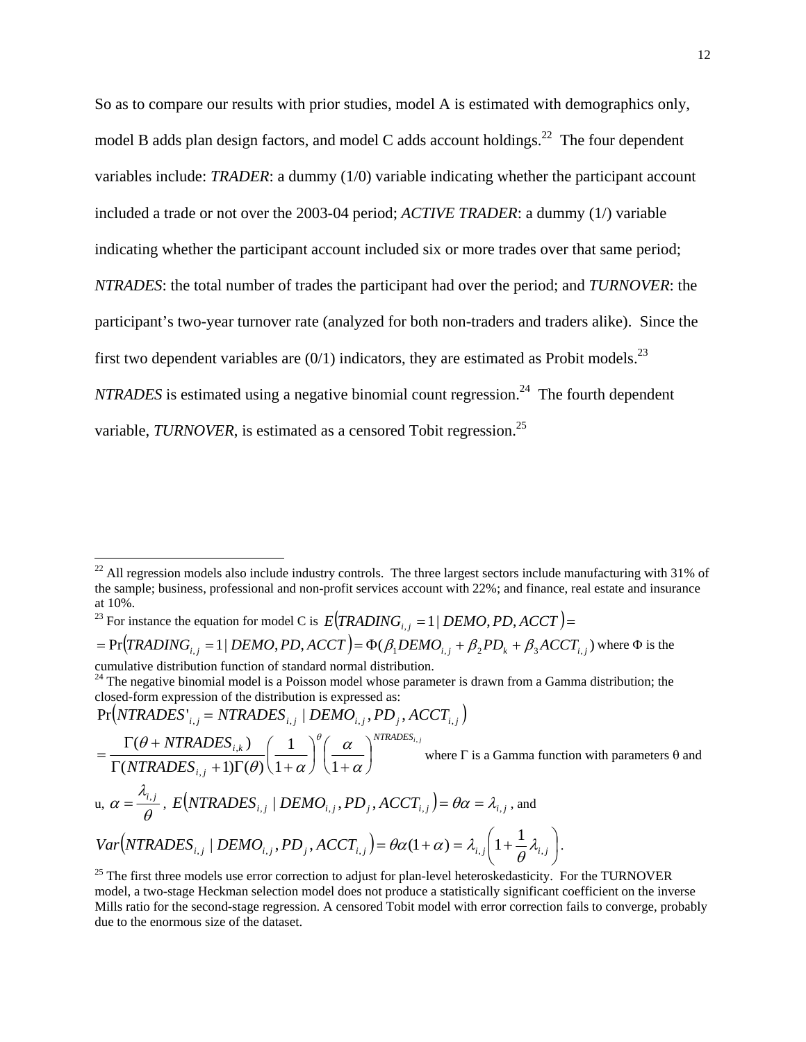So as to compare our results with prior studies, model A is estimated with demographics only, model B adds plan design factors, and model C adds account holdings.[22] The four dependent variables include: *TRADER*: a dummy (1/0) variable indicating whether the participant account included a trade or not over the 2003-04 period; *ACTIVE TRADER*: a dummy (1/) variable indicating whether the participant account included six or more trades over that same period; *NTRADES*: the total number of trades the participant had over the period; and *TURNOVER*: the participant's two-year turnover rate (analyzed for both non-traders and traders alike). Since the first two dependent variables are (0/1) indicators, they are estimated as Probit models.[23] *NTRADES* is estimated using a negative binomial count regression.[24] The fourth dependent variable, *TURNOVER*, is estimated as a censored Tobit regression.[25]

---

[22] All regression models also include industry controls. The three largest sectors include manufacturing with 31% of the sample; business, professional and non-profit services account with 22%; and finance, real estate and insurance at 10%.

[23] For instance the equation for model C is $E\left(TRADING_{i,j} = 1 \mid DEMO, PD, ACCT\right) =$

$= \Pr\left(TRADING_{i,j} = 1 \mid DEMO, PD, ACCT\right) = \Phi(\beta_1 DEMO_{i,j} + \beta_2 PD_k + \beta_3 ACCT_{i,j})$ where $\Phi$ is the cumulative distribution function of standard normal distribution.

[24] The negative binomial model is a Poisson model whose parameter is drawn from a Gamma distribution; the closed-form expression of the distribution is expressed as:

$$\Pr\left(NTRADES'_{i,j} = NTRADES_{i,j} \mid DEMO_{i,j}, PD_j, ACCT_{i,j}\right)$$

$$= \frac{\Gamma(\theta + NTRADES_{i,k})}{\Gamma(NTRADES_{i,j}+1)\Gamma(\theta)} \left(\frac{1}{1+\alpha}\right)^{\theta} \left(\frac{\alpha}{1+\alpha}\right)^{NTRADES_{i,j}}$$

where $\Gamma$ is a Gamma function with parameters $\theta$ and u, $\alpha = \dfrac{\lambda_{i,j}}{\theta}$, $E\left(NTRADES_{i,j} \mid DEMO_{i,j}, PD_j, ACCT_{i,j}\right) = \theta\alpha = \lambda_{i,j}$, and

$$Var\left(NTRADES_{i,j} \mid DEMO_{i,j}, PD_j, ACCT_{i,j}\right) = \theta\alpha(1+\alpha) = \lambda_{i,j}\left(1 + \frac{1}{\theta}\lambda_{i,j}\right).$$

[25] The first three models use error correction to adjust for plan-level heteroskedasticity. For the TURNOVER model, a two-stage Heckman selection model does not produce a statistically significant coefficient on the inverse Mills ratio for the second-stage regression. A censored Tobit model with error correction fails to converge, probably due to the enormous size of the dataset.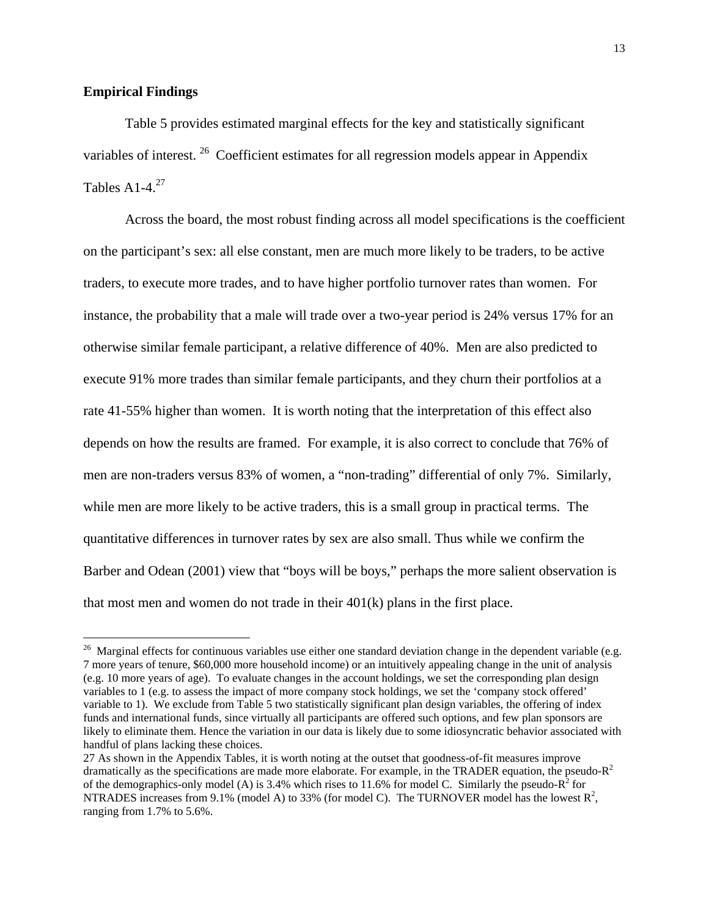## Empirical Findings

Table 5 provides estimated marginal effects for the key and statistically significant variables of interest. [26] Coefficient estimates for all regression models appear in Appendix Tables A1-4.[27]

Across the board, the most robust finding across all model specifications is the coefficient on the participant's sex: all else constant, men are much more likely to be traders, to be active traders, to execute more trades, and to have higher portfolio turnover rates than women. For instance, the probability that a male will trade over a two-year period is 24% versus 17% for an otherwise similar female participant, a relative difference of 40%. Men are also predicted to execute 91% more trades than similar female participants, and they churn their portfolios at a rate 41-55% higher than women. It is worth noting that the interpretation of this effect also depends on how the results are framed. For example, it is also correct to conclude that 76% of men are non-traders versus 83% of women, a "non-trading" differential of only 7%. Similarly, while men are more likely to be active traders, this is a small group in practical terms. The quantitative differences in turnover rates by sex are also small. Thus while we confirm the Barber and Odean (2001) view that "boys will be boys," perhaps the more salient observation is that most men and women do not trade in their 401(k) plans in the first place.

---

[26] Marginal effects for continuous variables use either one standard deviation change in the dependent variable (e.g. 7 more years of tenure, $60,000 more household income) or an intuitively appealing change in the unit of analysis (e.g. 10 more years of age). To evaluate changes in the account holdings, we set the corresponding plan design variables to 1 (e.g. to assess the impact of more company stock holdings, we set the 'company stock offered' variable to 1). We exclude from Table 5 two statistically significant plan design variables, the offering of index funds and international funds, since virtually all participants are offered such options, and few plan sponsors are likely to eliminate them. Hence the variation in our data is likely due to some idiosyncratic behavior associated with handful of plans lacking these choices.

[27] As shown in the Appendix Tables, it is worth noting at the outset that goodness-of-fit measures improve dramatically as the specifications are made more elaborate. For example, in the TRADER equation, the pseudo-$R^2$ of the demographics-only model (A) is 3.4% which rises to 11.6% for model C. Similarly the pseudo-$R^2$ for NTRADES increases from 9.1% (model A) to 33% (for model C). The TURNOVER model has the lowest $R^2$, ranging from 1.7% to 5.6%.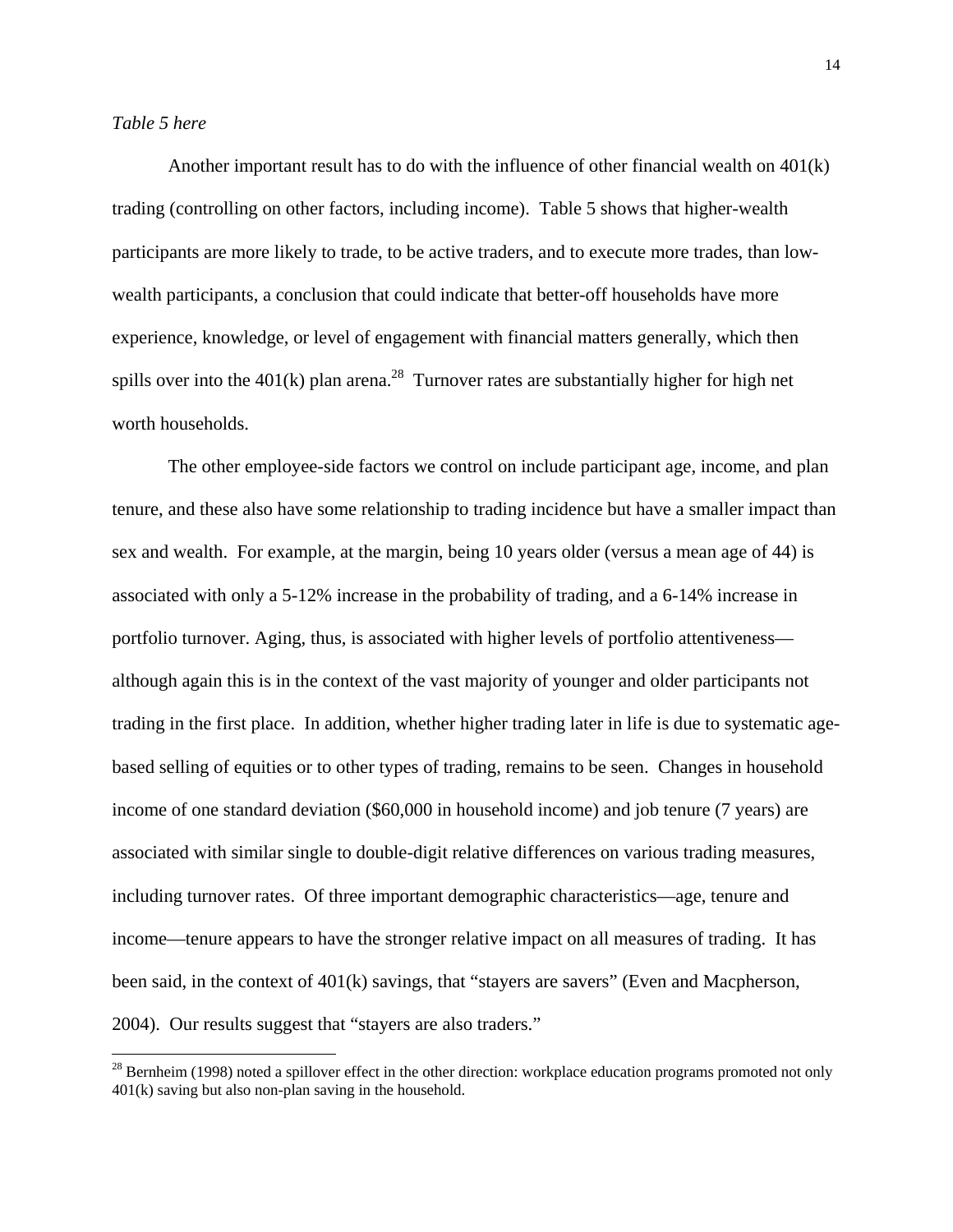*Table 5 here*

Another important result has to do with the influence of other financial wealth on 401(k) trading (controlling on other factors, including income). Table 5 shows that higher-wealth participants are more likely to trade, to be active traders, and to execute more trades, than low-wealth participants, a conclusion that could indicate that better-off households have more experience, knowledge, or level of engagement with financial matters generally, which then spills over into the 401(k) plan arena.[28] Turnover rates are substantially higher for high net worth households.

The other employee-side factors we control on include participant age, income, and plan tenure, and these also have some relationship to trading incidence but have a smaller impact than sex and wealth. For example, at the margin, being 10 years older (versus a mean age of 44) is associated with only a 5-12% increase in the probability of trading, and a 6-14% increase in portfolio turnover. Aging, thus, is associated with higher levels of portfolio attentiveness—although again this is in the context of the vast majority of younger and older participants not trading in the first place. In addition, whether higher trading later in life is due to systematic age-based selling of equities or to other types of trading, remains to be seen. Changes in household income of one standard deviation ($60,000 in household income) and job tenure (7 years) are associated with similar single to double-digit relative differences on various trading measures, including turnover rates. Of three important demographic characteristics—age, tenure and income—tenure appears to have the stronger relative impact on all measures of trading. It has been said, in the context of 401(k) savings, that "stayers are savers" (Even and Macpherson, 2004). Our results suggest that "stayers are also traders."

[28] Bernheim (1998) noted a spillover effect in the other direction: workplace education programs promoted not only 401(k) saving but also non-plan saving in the household.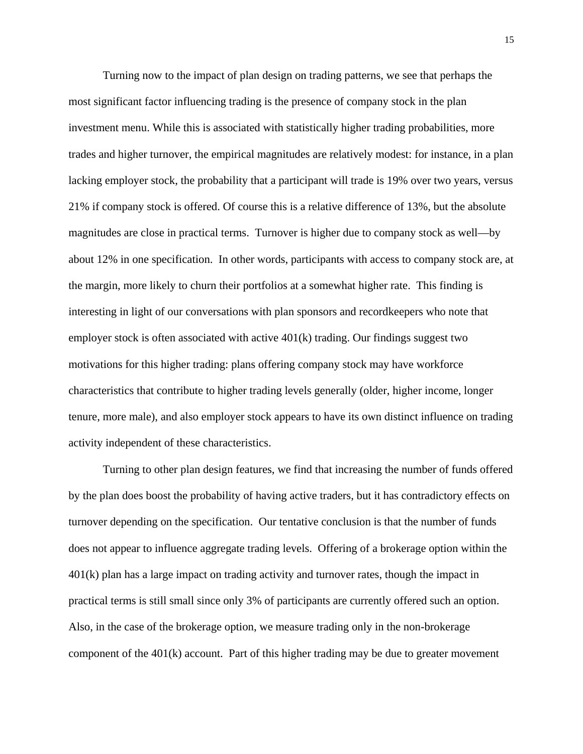Turning now to the impact of plan design on trading patterns, we see that perhaps the most significant factor influencing trading is the presence of company stock in the plan investment menu. While this is associated with statistically higher trading probabilities, more trades and higher turnover, the empirical magnitudes are relatively modest: for instance, in a plan lacking employer stock, the probability that a participant will trade is 19% over two years, versus 21% if company stock is offered. Of course this is a relative difference of 13%, but the absolute magnitudes are close in practical terms. Turnover is higher due to company stock as well—by about 12% in one specification. In other words, participants with access to company stock are, at the margin, more likely to churn their portfolios at a somewhat higher rate. This finding is interesting in light of our conversations with plan sponsors and recordkeepers who note that employer stock is often associated with active 401(k) trading. Our findings suggest two motivations for this higher trading: plans offering company stock may have workforce characteristics that contribute to higher trading levels generally (older, higher income, longer tenure, more male), and also employer stock appears to have its own distinct influence on trading activity independent of these characteristics.

Turning to other plan design features, we find that increasing the number of funds offered by the plan does boost the probability of having active traders, but it has contradictory effects on turnover depending on the specification. Our tentative conclusion is that the number of funds does not appear to influence aggregate trading levels. Offering of a brokerage option within the 401(k) plan has a large impact on trading activity and turnover rates, though the impact in practical terms is still small since only 3% of participants are currently offered such an option. Also, in the case of the brokerage option, we measure trading only in the non-brokerage component of the 401(k) account. Part of this higher trading may be due to greater movement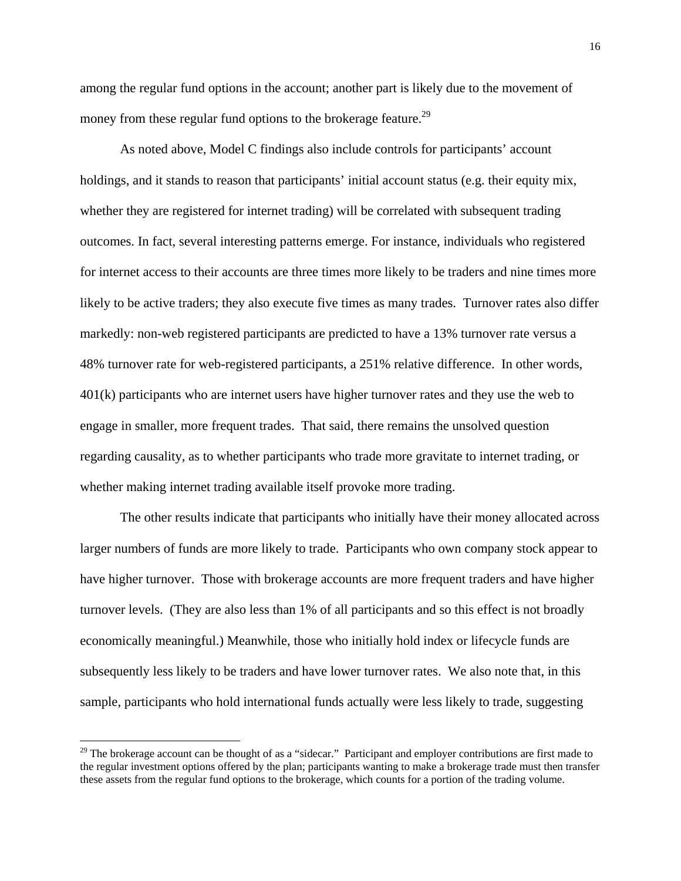among the regular fund options in the account; another part is likely due to the movement of money from these regular fund options to the brokerage feature.[29]

As noted above, Model C findings also include controls for participants' account holdings, and it stands to reason that participants' initial account status (e.g. their equity mix, whether they are registered for internet trading) will be correlated with subsequent trading outcomes. In fact, several interesting patterns emerge. For instance, individuals who registered for internet access to their accounts are three times more likely to be traders and nine times more likely to be active traders; they also execute five times as many trades. Turnover rates also differ markedly: non-web registered participants are predicted to have a 13% turnover rate versus a 48% turnover rate for web-registered participants, a 251% relative difference. In other words, 401(k) participants who are internet users have higher turnover rates and they use the web to engage in smaller, more frequent trades. That said, there remains the unsolved question regarding causality, as to whether participants who trade more gravitate to internet trading, or whether making internet trading available itself provoke more trading.

The other results indicate that participants who initially have their money allocated across larger numbers of funds are more likely to trade. Participants who own company stock appear to have higher turnover. Those with brokerage accounts are more frequent traders and have higher turnover levels. (They are also less than 1% of all participants and so this effect is not broadly economically meaningful.) Meanwhile, those who initially hold index or lifecycle funds are subsequently less likely to be traders and have lower turnover rates. We also note that, in this sample, participants who hold international funds actually were less likely to trade, suggesting

---

[29] The brokerage account can be thought of as a "sidecar." Participant and employer contributions are first made to the regular investment options offered by the plan; participants wanting to make a brokerage trade must then transfer these assets from the regular fund options to the brokerage, which counts for a portion of the trading volume.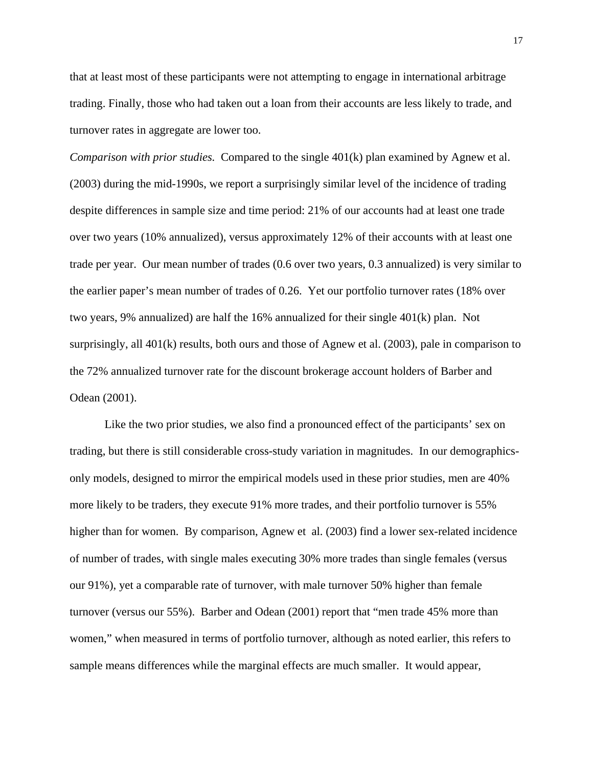that at least most of these participants were not attempting to engage in international arbitrage trading. Finally, those who had taken out a loan from their accounts are less likely to trade, and turnover rates in aggregate are lower too.

*Comparison with prior studies.* Compared to the single 401(k) plan examined by Agnew et al. (2003) during the mid-1990s, we report a surprisingly similar level of the incidence of trading despite differences in sample size and time period: 21% of our accounts had at least one trade over two years (10% annualized), versus approximately 12% of their accounts with at least one trade per year. Our mean number of trades (0.6 over two years, 0.3 annualized) is very similar to the earlier paper's mean number of trades of 0.26. Yet our portfolio turnover rates (18% over two years, 9% annualized) are half the 16% annualized for their single 401(k) plan. Not surprisingly, all 401(k) results, both ours and those of Agnew et al. (2003), pale in comparison to the 72% annualized turnover rate for the discount brokerage account holders of Barber and Odean (2001).

Like the two prior studies, we also find a pronounced effect of the participants' sex on trading, but there is still considerable cross-study variation in magnitudes. In our demographics-only models, designed to mirror the empirical models used in these prior studies, men are 40% more likely to be traders, they execute 91% more trades, and their portfolio turnover is 55% higher than for women. By comparison, Agnew et al. (2003) find a lower sex-related incidence of number of trades, with single males executing 30% more trades than single females (versus our 91%), yet a comparable rate of turnover, with male turnover 50% higher than female turnover (versus our 55%). Barber and Odean (2001) report that "men trade 45% more than women," when measured in terms of portfolio turnover, although as noted earlier, this refers to sample means differences while the marginal effects are much smaller. It would appear,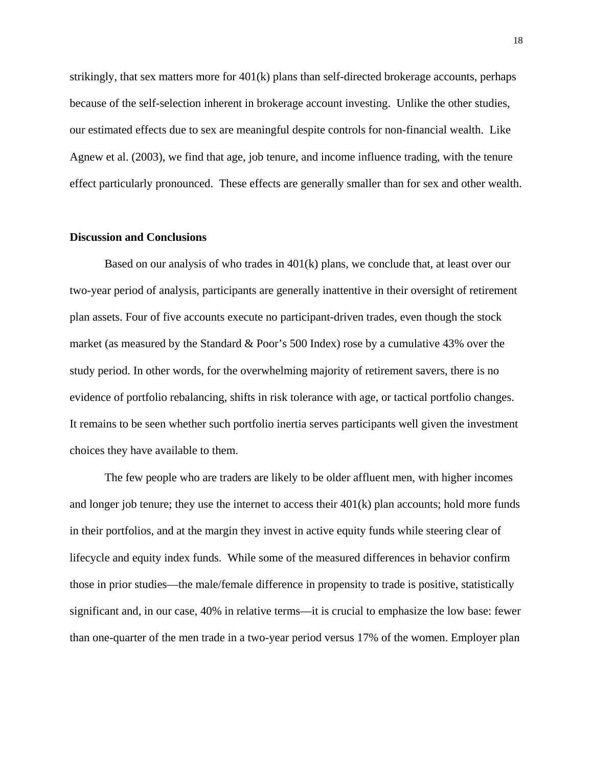strikingly, that sex matters more for 401(k) plans than self-directed brokerage accounts, perhaps because of the self-selection inherent in brokerage account investing. Unlike the other studies, our estimated effects due to sex are meaningful despite controls for non-financial wealth. Like Agnew et al. (2003), we find that age, job tenure, and income influence trading, with the tenure effect particularly pronounced. These effects are generally smaller than for sex and other wealth.

**Discussion and Conclusions**

Based on our analysis of who trades in 401(k) plans, we conclude that, at least over our two-year period of analysis, participants are generally inattentive in their oversight of retirement plan assets. Four of five accounts execute no participant-driven trades, even though the stock market (as measured by the Standard & Poor's 500 Index) rose by a cumulative 43% over the study period. In other words, for the overwhelming majority of retirement savers, there is no evidence of portfolio rebalancing, shifts in risk tolerance with age, or tactical portfolio changes. It remains to be seen whether such portfolio inertia serves participants well given the investment choices they have available to them.

The few people who are traders are likely to be older affluent men, with higher incomes and longer job tenure; they use the internet to access their 401(k) plan accounts; hold more funds in their portfolios, and at the margin they invest in active equity funds while steering clear of lifecycle and equity index funds. While some of the measured differences in behavior confirm those in prior studies—the male/female difference in propensity to trade is positive, statistically significant and, in our case, 40% in relative terms—it is crucial to emphasize the low base: fewer than one-quarter of the men trade in a two-year period versus 17% of the women. Employer plan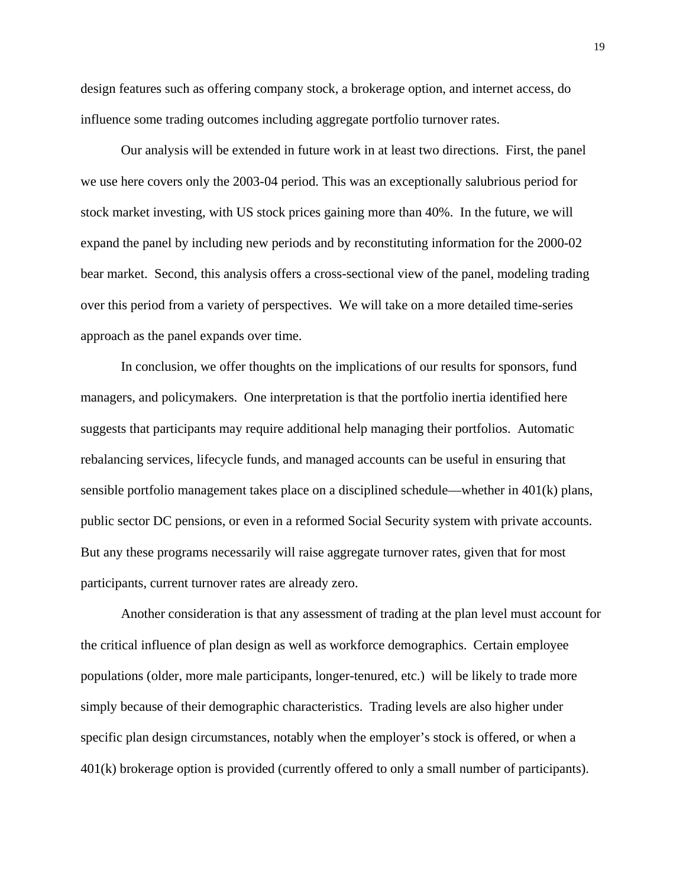design features such as offering company stock, a brokerage option, and internet access, do influence some trading outcomes including aggregate portfolio turnover rates.

Our analysis will be extended in future work in at least two directions. First, the panel we use here covers only the 2003-04 period. This was an exceptionally salubrious period for stock market investing, with US stock prices gaining more than 40%. In the future, we will expand the panel by including new periods and by reconstituting information for the 2000-02 bear market. Second, this analysis offers a cross-sectional view of the panel, modeling trading over this period from a variety of perspectives. We will take on a more detailed time-series approach as the panel expands over time.

In conclusion, we offer thoughts on the implications of our results for sponsors, fund managers, and policymakers. One interpretation is that the portfolio inertia identified here suggests that participants may require additional help managing their portfolios. Automatic rebalancing services, lifecycle funds, and managed accounts can be useful in ensuring that sensible portfolio management takes place on a disciplined schedule—whether in 401(k) plans, public sector DC pensions, or even in a reformed Social Security system with private accounts. But any these programs necessarily will raise aggregate turnover rates, given that for most participants, current turnover rates are already zero.

Another consideration is that any assessment of trading at the plan level must account for the critical influence of plan design as well as workforce demographics. Certain employee populations (older, more male participants, longer-tenured, etc.) will be likely to trade more simply because of their demographic characteristics. Trading levels are also higher under specific plan design circumstances, notably when the employer's stock is offered, or when a 401(k) brokerage option is provided (currently offered to only a small number of participants).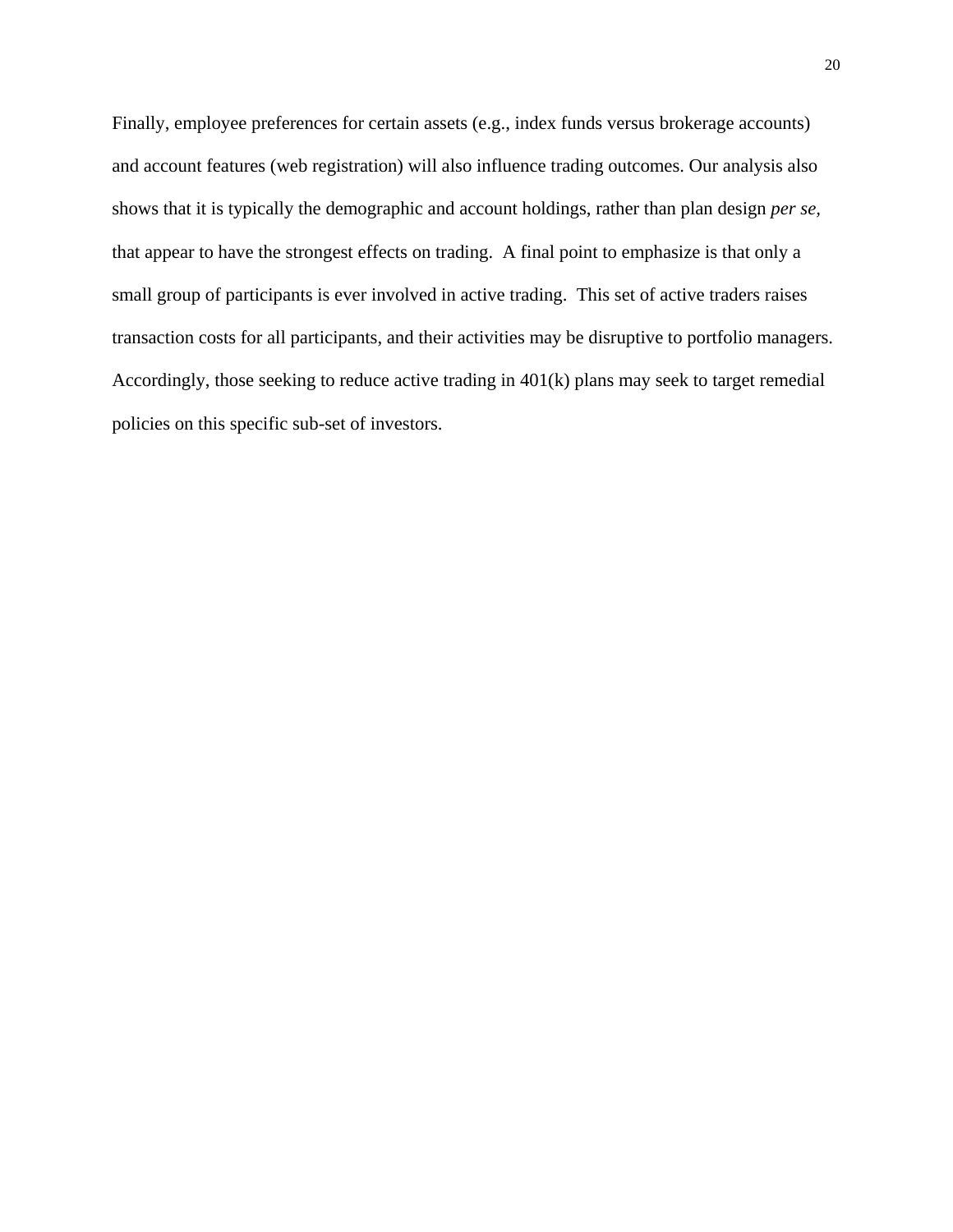Finally, employee preferences for certain assets (e.g., index funds versus brokerage accounts) and account features (web registration) will also influence trading outcomes. Our analysis also shows that it is typically the demographic and account holdings, rather than plan design *per se*, that appear to have the strongest effects on trading. A final point to emphasize is that only a small group of participants is ever involved in active trading. This set of active traders raises transaction costs for all participants, and their activities may be disruptive to portfolio managers. Accordingly, those seeking to reduce active trading in 401(k) plans may seek to target remedial policies on this specific sub-set of investors.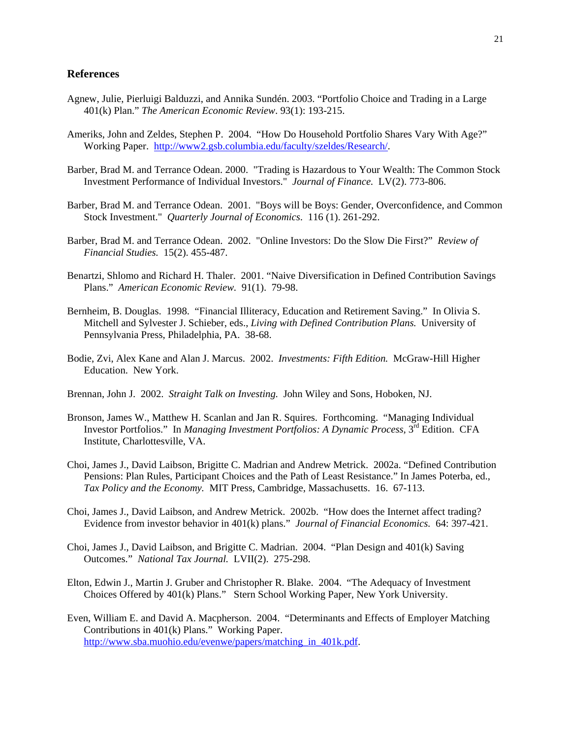## References

Agnew, Julie, Pierluigi Balduzzi, and Annika Sundén. 2003. "Portfolio Choice and Trading in a Large 401(k) Plan." *The American Economic Review*. 93(1): 193-215.

Ameriks, John and Zeldes, Stephen P. 2004. "How Do Household Portfolio Shares Vary With Age?" Working Paper. http://www2.gsb.columbia.edu/faculty/szeldes/Research/.

Barber, Brad M. and Terrance Odean. 2000. "Trading is Hazardous to Your Wealth: The Common Stock Investment Performance of Individual Investors." *Journal of Finance.* LV(2). 773-806.

Barber, Brad M. and Terrance Odean. 2001. "Boys will be Boys: Gender, Overconfidence, and Common Stock Investment." *Quarterly Journal of Economics*. 116 (1). 261-292.

Barber, Brad M. and Terrance Odean. 2002. "Online Investors: Do the Slow Die First?" *Review of Financial Studies.* 15(2). 455-487.

Benartzi, Shlomo and Richard H. Thaler. 2001. "Naive Diversification in Defined Contribution Savings Plans." *American Economic Review.* 91(1). 79-98.

Bernheim, B. Douglas. 1998. "Financial Illiteracy, Education and Retirement Saving." In Olivia S. Mitchell and Sylvester J. Schieber, eds., *Living with Defined Contribution Plans.* University of Pennsylvania Press, Philadelphia, PA. 38-68.

Bodie, Zvi, Alex Kane and Alan J. Marcus. 2002. *Investments: Fifth Edition.* McGraw-Hill Higher Education. New York.

Brennan, John J. 2002. *Straight Talk on Investing.* John Wiley and Sons, Hoboken, NJ.

Bronson, James W., Matthew H. Scanlan and Jan R. Squires. Forthcoming. "Managing Individual Investor Portfolios." In *Managing Investment Portfolios: A Dynamic Process,* 3rd Edition. CFA Institute, Charlottesville, VA.

Choi, James J., David Laibson, Brigitte C. Madrian and Andrew Metrick. 2002a. "Defined Contribution Pensions: Plan Rules, Participant Choices and the Path of Least Resistance." In James Poterba, ed., *Tax Policy and the Economy.* MIT Press, Cambridge, Massachusetts. 16. 67-113.

Choi, James J., David Laibson, and Andrew Metrick. 2002b. "How does the Internet affect trading? Evidence from investor behavior in 401(k) plans." *Journal of Financial Economics.* 64: 397-421.

Choi, James J., David Laibson, and Brigitte C. Madrian. 2004. "Plan Design and 401(k) Saving Outcomes." *National Tax Journal.* LVII(2). 275-298.

Elton, Edwin J., Martin J. Gruber and Christopher R. Blake. 2004. "The Adequacy of Investment Choices Offered by 401(k) Plans." Stern School Working Paper, New York University.

Even, William E. and David A. Macpherson. 2004. "Determinants and Effects of Employer Matching Contributions in 401(k) Plans." Working Paper. http://www.sba.muohio.edu/evenwe/papers/matching_in_401k.pdf.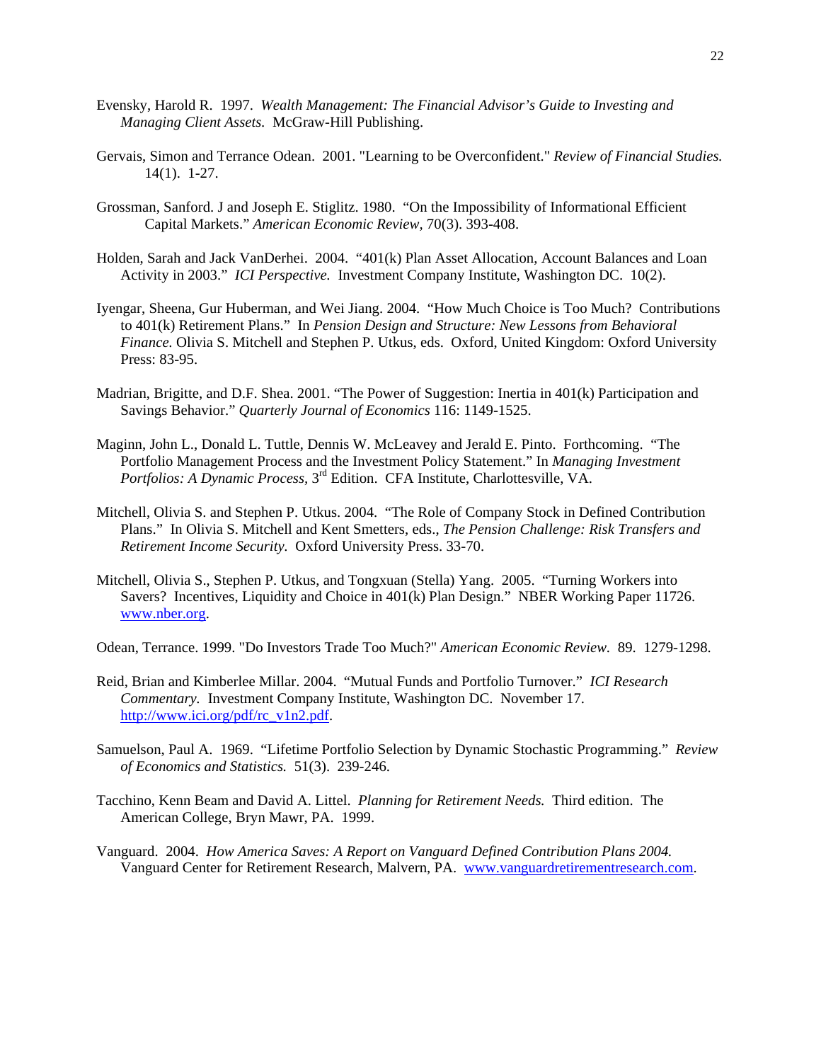Evensky, Harold R. 1997. *Wealth Management: The Financial Advisor's Guide to Investing and Managing Client Assets.* McGraw-Hill Publishing.

Gervais, Simon and Terrance Odean. 2001. "Learning to be Overconfident." *Review of Financial Studies.* 14(1). 1-27.

Grossman, Sanford. J and Joseph E. Stiglitz. 1980. "On the Impossibility of Informational Efficient Capital Markets." *American Economic Review,* 70(3). 393-408.

Holden, Sarah and Jack VanDerhei. 2004. "401(k) Plan Asset Allocation, Account Balances and Loan Activity in 2003." *ICI Perspective.* Investment Company Institute, Washington DC. 10(2).

Iyengar, Sheena, Gur Huberman, and Wei Jiang. 2004. "How Much Choice is Too Much? Contributions to 401(k) Retirement Plans." In *Pension Design and Structure: New Lessons from Behavioral Finance.* Olivia S. Mitchell and Stephen P. Utkus, eds. Oxford, United Kingdom: Oxford University Press: 83-95.

Madrian, Brigitte, and D.F. Shea. 2001. "The Power of Suggestion: Inertia in 401(k) Participation and Savings Behavior." *Quarterly Journal of Economics* 116: 1149-1525.

Maginn, John L., Donald L. Tuttle, Dennis W. McLeavey and Jerald E. Pinto. Forthcoming. "The Portfolio Management Process and the Investment Policy Statement." In *Managing Investment Portfolios: A Dynamic Process*, 3rd Edition. CFA Institute, Charlottesville, VA.

Mitchell, Olivia S. and Stephen P. Utkus. 2004. "The Role of Company Stock in Defined Contribution Plans." In Olivia S. Mitchell and Kent Smetters, eds., *The Pension Challenge: Risk Transfers and Retirement Income Security.* Oxford University Press. 33-70.

Mitchell, Olivia S., Stephen P. Utkus, and Tongxuan (Stella) Yang. 2005. "Turning Workers into Savers? Incentives, Liquidity and Choice in 401(k) Plan Design." NBER Working Paper 11726. www.nber.org.

Odean, Terrance. 1999. "Do Investors Trade Too Much?" *American Economic Review.* 89. 1279-1298.

Reid, Brian and Kimberlee Millar. 2004. "Mutual Funds and Portfolio Turnover." *ICI Research Commentary.* Investment Company Institute, Washington DC. November 17. http://www.ici.org/pdf/rc_v1n2.pdf.

Samuelson, Paul A. 1969. "Lifetime Portfolio Selection by Dynamic Stochastic Programming." *Review of Economics and Statistics.* 51(3). 239-246.

Tacchino, Kenn Beam and David A. Littel. *Planning for Retirement Needs.* Third edition. The American College, Bryn Mawr, PA. 1999.

Vanguard. 2004. *How America Saves: A Report on Vanguard Defined Contribution Plans 2004.* Vanguard Center for Retirement Research, Malvern, PA. www.vanguardretirementresearch.com.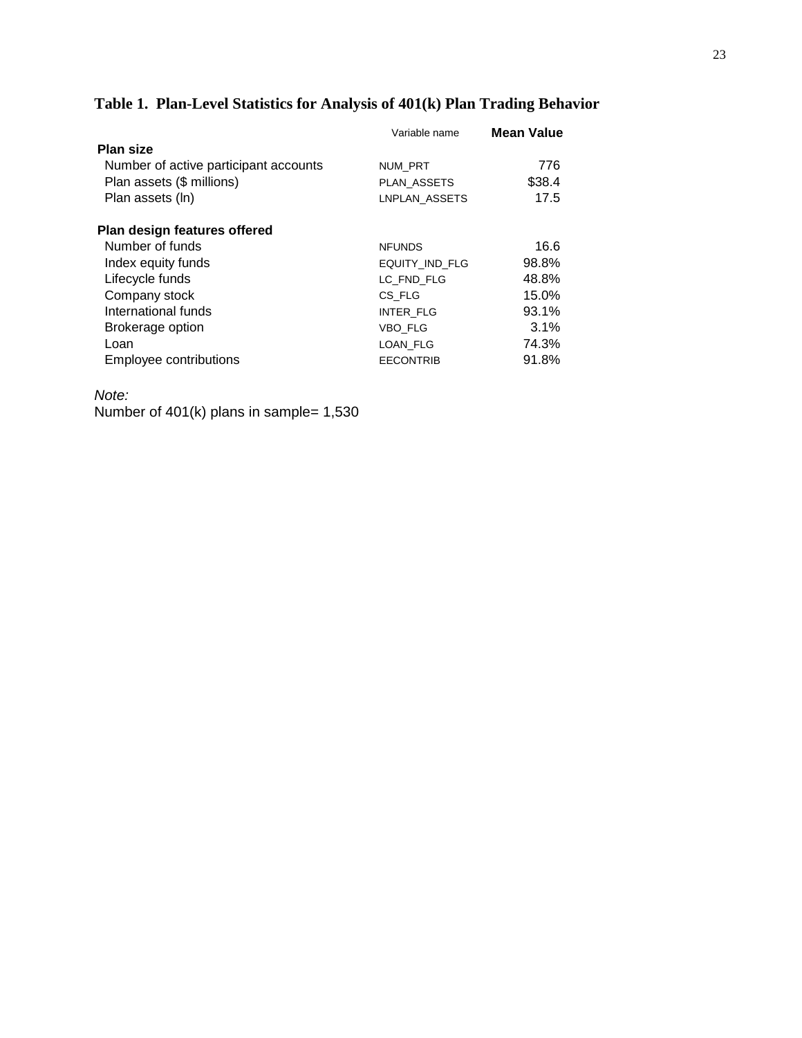## Table 1. Plan-Level Statistics for Analysis of 401(k) Plan Trading Behavior

| | Variable name | **Mean Value** |
|---|---|---|
| **Plan size** | | |
| Number of active participant accounts | NUM_PRT | 776 |
| Plan assets ($ millions) | PLAN_ASSETS | $38.4 |
| Plan assets (ln) | LNPLAN_ASSETS | 17.5 |
| **Plan design features offered** | | |
| Number of funds | NFUNDS | 16.6 |
| Index equity funds | EQUITY_IND_FLG | 98.8% |
| Lifecycle funds | LC_FND_FLG | 48.8% |
| Company stock | CS_FLG | 15.0% |
| International funds | INTER_FLG | 93.1% |
| Brokerage option | VBO_FLG | 3.1% |
| Loan | LOAN_FLG | 74.3% |
| Employee contributions | EECONTRIB | 91.8% |

*Note:*
Number of 401(k) plans in sample= 1,530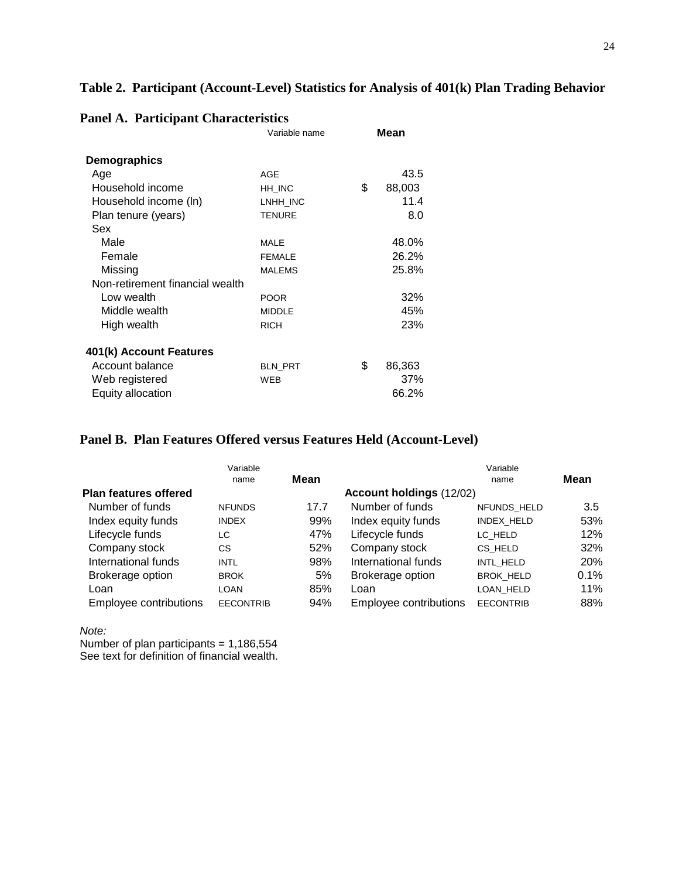## Table 2. Participant (Account-Level) Statistics for Analysis of 401(k) Plan Trading Behavior

### Panel A. Participant Characteristics

| | Variable name | Mean |
|---|---|---|
| **Demographics** | | |
| Age | AGE | 43.5 |
| Household income | HH_INC | $ 88,003 |
| Household income (ln) | LNHH_INC | 11.4 |
| Plan tenure (years) | TENURE | 8.0 |
| Sex | | |
| Male | MALE | 48.0% |
| Female | FEMALE | 26.2% |
| Missing | MALEMS | 25.8% |
| Non-retirement financial wealth | | |
| Low wealth | POOR | 32% |
| Middle wealth | MIDDLE | 45% |
| High wealth | RICH | 23% |
| **401(k) Account Features** | | |
| Account balance | BLN_PRT | $ 86,363 |
| Web registered | WEB | 37% |
| Equity allocation | | 66.2% |

### Panel B. Plan Features Offered versus Features Held (Account-Level)

| **Plan features offered** | Variable name | Mean | **Account holdings** (12/02) | Variable name | Mean |
|---|---|---|---|---|---|
| Number of funds | NFUNDS | 17.7 | Number of funds | NFUNDS_HELD | 3.5 |
| Index equity funds | INDEX | 99% | Index equity funds | INDEX_HELD | 53% |
| Lifecycle funds | LC | 47% | Lifecycle funds | LC_HELD | 12% |
| Company stock | CS | 52% | Company stock | CS_HELD | 32% |
| International funds | INTL | 98% | International funds | INTL_HELD | 20% |
| Brokerage option | BROK | 5% | Brokerage option | BROK_HELD | 0.1% |
| Loan | LOAN | 85% | Loan | LOAN_HELD | 11% |
| Employee contributions | EECONTRIB | 94% | Employee contributions | EECONTRIB | 88% |

*Note:*
Number of plan participants = 1,186,554
See text for definition of financial wealth.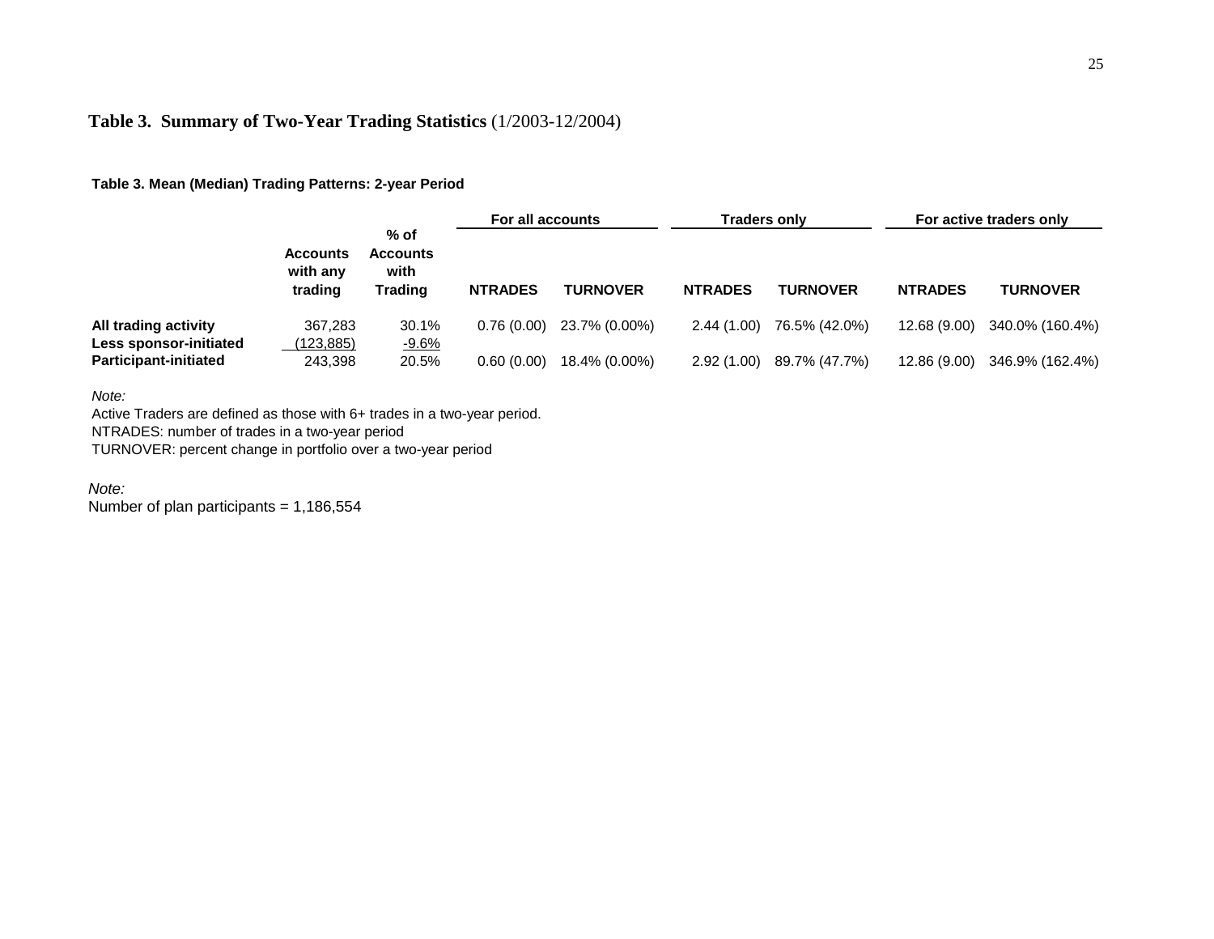## **Table 3. Summary of Two-Year Trading Statistics** (1/2003-12/2004)

**Table 3. Mean (Median) Trading Patterns: 2-year Period**

| | **Accounts with any trading** | **% of Accounts with Trading** | **For all accounts** | | **Traders only** | | **For active traders only** | |
|---|---|---|---|---|---|---|---|---|
| | | | **NTRADES** | **TURNOVER** | **NTRADES** | **TURNOVER** | **NTRADES** | **TURNOVER** |
| **All trading activity** | 367,283 | 30.1% | 0.76 (0.00) | 23.7% (0.00%) | 2.44 (1.00) | 76.5% (42.0%) | 12.68 (9.00) | 340.0% (160.4%) |
| **Less sponsor-initiated** | (123,885) | -9.6% | | | | | | |
| **Participant-initiated** | 243,398 | 20.5% | 0.60 (0.00) | 18.4% (0.00%) | 2.92 (1.00) | 89.7% (47.7%) | 12.86 (9.00) | 346.9% (162.4%) |

*Note:*
Active Traders are defined as those with 6+ trades in a two-year period.
NTRADES: number of trades in a two-year period
TURNOVER: percent change in portfolio over a two-year period

*Note:*
Number of plan participants = 1,186,554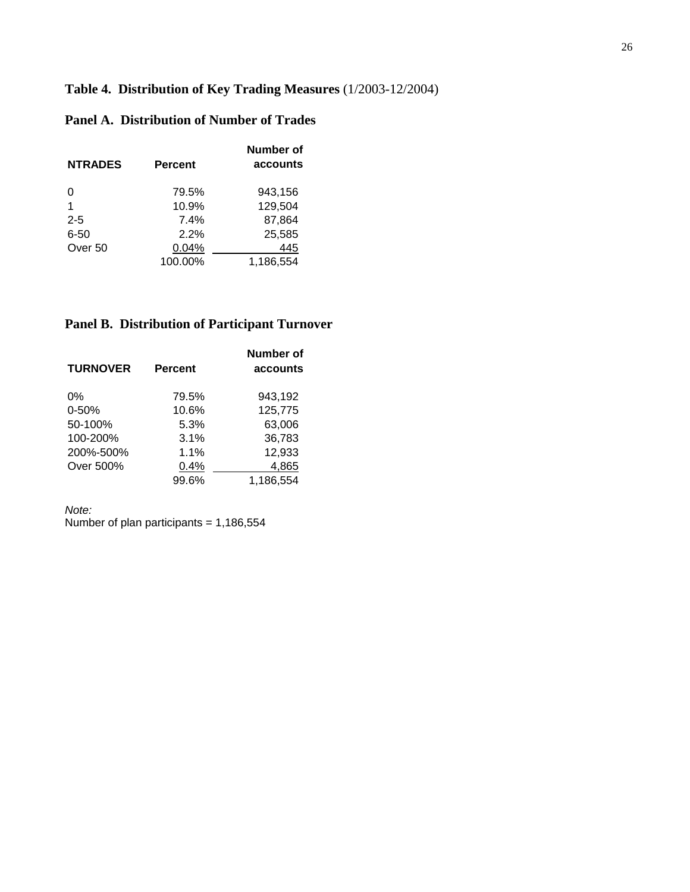# Table 4. Distribution of Key Trading Measures (1/2003-12/2004)

## Panel A. Distribution of Number of Trades

| NTRADES | Percent | Number of accounts |
|---|---|---|
| 0 | 79.5% | 943,156 |
| 1 | 10.9% | 129,504 |
| 2-5 | 7.4% | 87,864 |
| 6-50 | 2.2% | 25,585 |
| Over 50 | 0.04% | 445 |
| | 100.00% | 1,186,554 |

## Panel B. Distribution of Participant Turnover

| TURNOVER | Percent | Number of accounts |
|---|---|---|
| 0% | 79.5% | 943,192 |
| 0-50% | 10.6% | 125,775 |
| 50-100% | 5.3% | 63,006 |
| 100-200% | 3.1% | 36,783 |
| 200%-500% | 1.1% | 12,933 |
| Over 500% | 0.4% | 4,865 |
| | 99.6% | 1,186,554 |

*Note:*
Number of plan participants = 1,186,554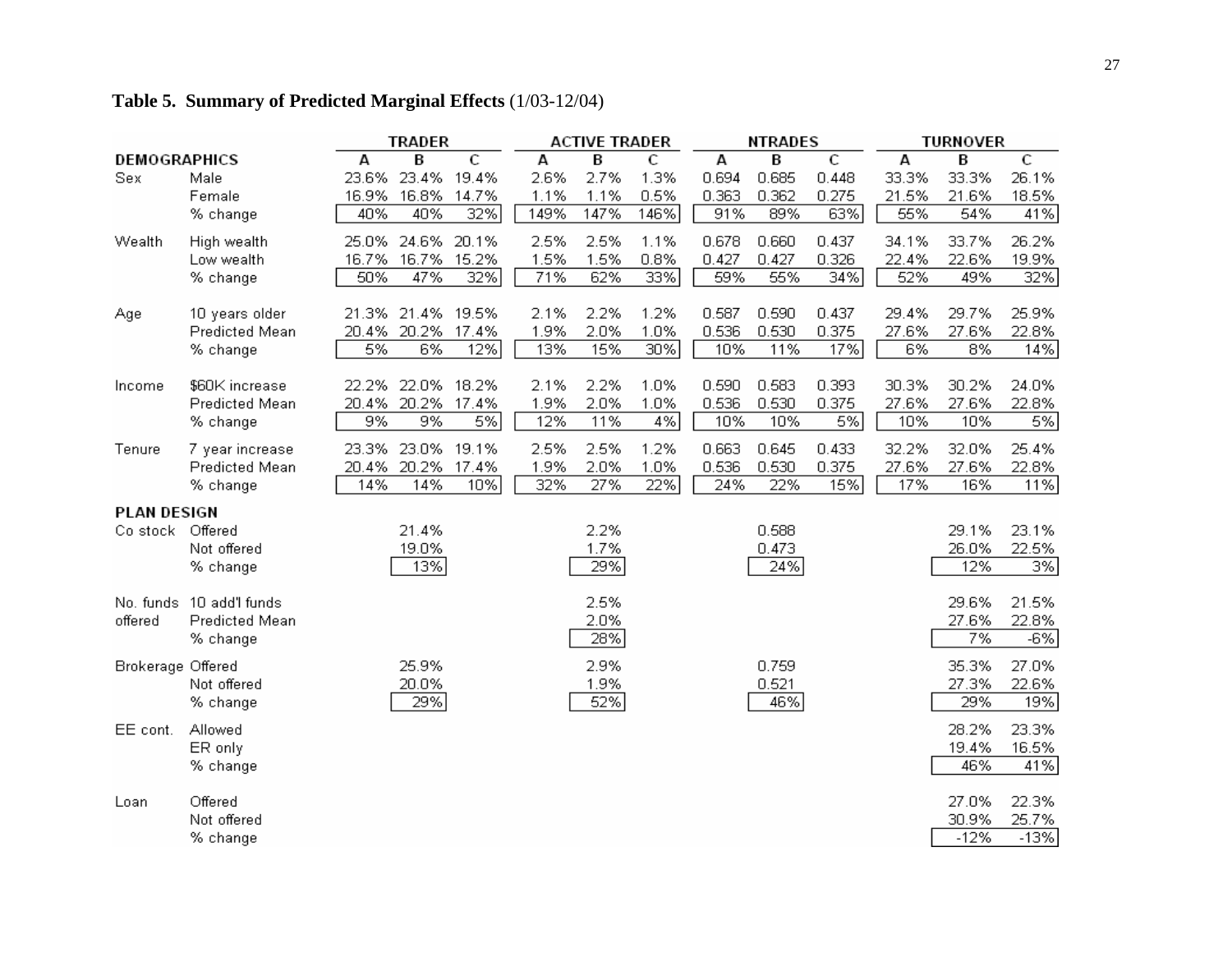**Table 5. Summary of Predicted Marginal Effects** (1/03-12/04)

| | | TRADER | | | ACTIVE TRADER | | | NTRADES | | | TURNOVER | | |
|---|---|---|---|---|---|---|---|---|---|---|---|---|---|
| **DEMOGRAPHICS** | | A | B | C | A | B | C | A | B | C | A | B | C |
| Sex | Male | 23.6% | 23.4% | 19.4% | 2.6% | 2.7% | 1.3% | 0.694 | 0.685 | 0.448 | 33.3% | 33.3% | 26.1% |
| | Female | 16.9% | 16.8% | 14.7% | 1.1% | 1.1% | 0.5% | 0.363 | 0.362 | 0.275 | 21.5% | 21.6% | 18.5% |
| | % change | 40% | 40% | 32% | 149% | 147% | 146% | 91% | 89% | 63% | 55% | 54% | 41% |
| Wealth | High wealth | 25.0% | 24.6% | 20.1% | 2.5% | 2.5% | 1.1% | 0.678 | 0.660 | 0.437 | 34.1% | 33.7% | 26.2% |
| | Low wealth | 16.7% | 16.7% | 15.2% | 1.5% | 1.5% | 0.8% | 0.427 | 0.427 | 0.326 | 22.4% | 22.6% | 19.9% |
| | % change | 50% | 47% | 32% | 71% | 62% | 33% | 59% | 55% | 34% | 52% | 49% | 32% |
| Age | 10 years older | 21.3% | 21.4% | 19.5% | 2.1% | 2.2% | 1.2% | 0.587 | 0.590 | 0.437 | 29.4% | 29.7% | 25.9% |
| | Predicted Mean | 20.4% | 20.2% | 17.4% | 1.9% | 2.0% | 1.0% | 0.536 | 0.530 | 0.375 | 27.6% | 27.6% | 22.8% |
| | % change | 5% | 6% | 12% | 13% | 15% | 30% | 10% | 11% | 17% | 6% | 8% | 14% |
| Income | $60K increase | 22.2% | 22.0% | 18.2% | 2.1% | 2.2% | 1.0% | 0.590 | 0.583 | 0.393 | 30.3% | 30.2% | 24.0% |
| | Predicted Mean | 20.4% | 20.2% | 17.4% | 1.9% | 2.0% | 1.0% | 0.536 | 0.530 | 0.375 | 27.6% | 27.6% | 22.8% |
| | % change | 9% | 9% | 5% | 12% | 11% | 4% | 10% | 10% | 5% | 10% | 10% | 5% |
| Tenure | 7 year increase | 23.3% | 23.0% | 19.1% | 2.5% | 2.5% | 1.2% | 0.663 | 0.645 | 0.433 | 32.2% | 32.0% | 25.4% |
| | Predicted Mean | 20.4% | 20.2% | 17.4% | 1.9% | 2.0% | 1.0% | 0.536 | 0.530 | 0.375 | 27.6% | 27.6% | 22.8% |
| | % change | 14% | 14% | 10% | 32% | 27% | 22% | 24% | 22% | 15% | 17% | 16% | 11% |
| **PLAN DESIGN** | | | | | | | | | | | | | |
| Co stock | Offered | | 21.4% | | | 2.2% | | | 0.588 | | | 29.1% | 23.1% |
| | Not offered | | 19.0% | | | 1.7% | | | 0.473 | | | 26.0% | 22.5% |
| | % change | | 13% | | | 29% | | | 24% | | | 12% | 3% |
| No. funds offered | 10 add'l funds | | | | | 2.5% | | | | | | 29.6% | 21.5% |
| | Predicted Mean | | | | | 2.0% | | | | | | 27.6% | 22.8% |
| | % change | | | | | 28% | | | | | | 7% | -6% |
| Brokerage | Offered | | 25.9% | | | 2.9% | | | 0.759 | | | 35.3% | 27.0% |
| | Not offered | | 20.0% | | | 1.9% | | | 0.521 | | | 27.3% | 22.6% |
| | % change | | 29% | | | 52% | | | 46% | | | 29% | 19% |
| EE cont. | Allowed | | | | | | | | | | | 28.2% | 23.3% |
| | ER only | | | | | | | | | | | 19.4% | 16.5% |
| | % change | | | | | | | | | | | 46% | 41% |
| Loan | Offered | | | | | | | | | | | 27.0% | 22.3% |
| | Not offered | | | | | | | | | | | 30.9% | 25.7% |
| | % change | | | | | | | | | | | -12% | -13% |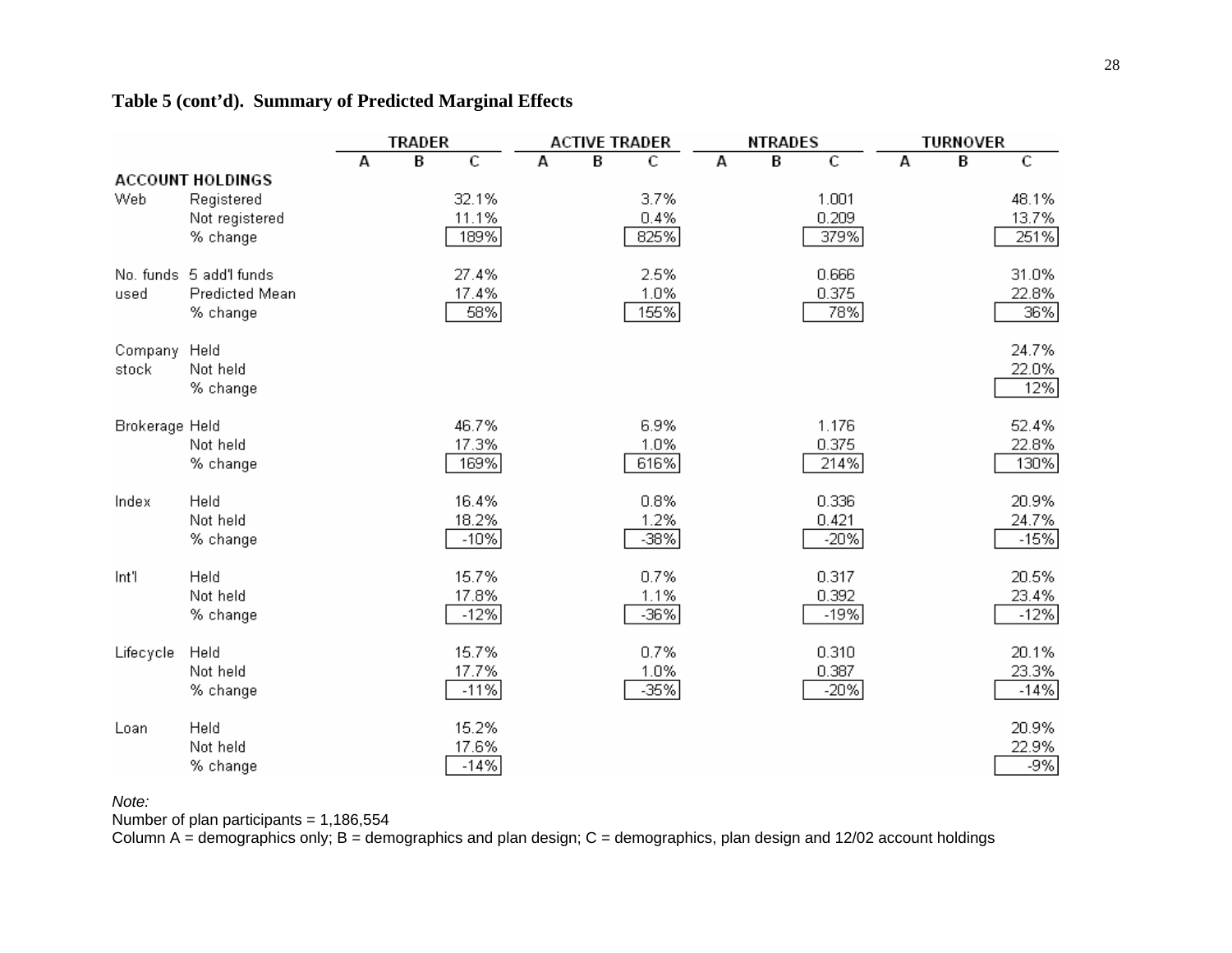## Table 5 (cont'd). Summary of Predicted Marginal Effects

| | | TRADER | | | ACTIVE TRADER | | | NTRADES | | | TURNOVER | | |
|---|---|---|---|---|---|---|---|---|---|---|---|---|---|
| | | A | B | C | A | B | C | A | B | C | A | B | C |
| **ACCOUNT HOLDINGS** | | | | | | | | | | | | | |
| Web | Registered | | | 32.1% | | | 3.7% | | | 1.001 | | | 48.1% |
| | Not registered | | | 11.1% | | | 0.4% | | | 0.209 | | | 13.7% |
| | % change | | | 189% | | | 825% | | | 379% | | | 251% |
| No. funds used | 5 add'l funds | | | 27.4% | | | 2.5% | | | 0.666 | | | 31.0% |
| | Predicted Mean | | | 17.4% | | | 1.0% | | | 0.375 | | | 22.8% |
| | % change | | | 58% | | | 155% | | | 78% | | | 36% |
| Company stock | Held | | | | | | | | | | | | 24.7% |
| | Not held | | | | | | | | | | | | 22.0% |
| | % change | | | | | | | | | | | | 12% |
| Brokerage | Held | | | 46.7% | | | 6.9% | | | 1.176 | | | 52.4% |
| | Not held | | | 17.3% | | | 1.0% | | | 0.375 | | | 22.8% |
| | % change | | | 169% | | | 616% | | | 214% | | | 130% |
| Index | Held | | | 16.4% | | | 0.8% | | | 0.336 | | | 20.9% |
| | Not held | | | 18.2% | | | 1.2% | | | 0.421 | | | 24.7% |
| | % change | | | -10% | | | -38% | | | -20% | | | -15% |
| Int'l | Held | | | 15.7% | | | 0.7% | | | 0.317 | | | 20.5% |
| | Not held | | | 17.8% | | | 1.1% | | | 0.392 | | | 23.4% |
| | % change | | | -12% | | | -36% | | | -19% | | | -12% |
| Lifecycle | Held | | | 15.7% | | | 0.7% | | | 0.310 | | | 20.1% |
| | Not held | | | 17.7% | | | 1.0% | | | 0.387 | | | 23.3% |
| | % change | | | -11% | | | -35% | | | -20% | | | -14% |
| Loan | Held | | | 15.2% | | | | | | | | | 20.9% |
| | Not held | | | 17.6% | | | | | | | | | 22.9% |
| | % change | | | -14% | | | | | | | | | -9% |

*Note:*
Number of plan participants = 1,186,554
Column A = demographics only; B = demographics and plan design; C = demographics, plan design and 12/02 account holdings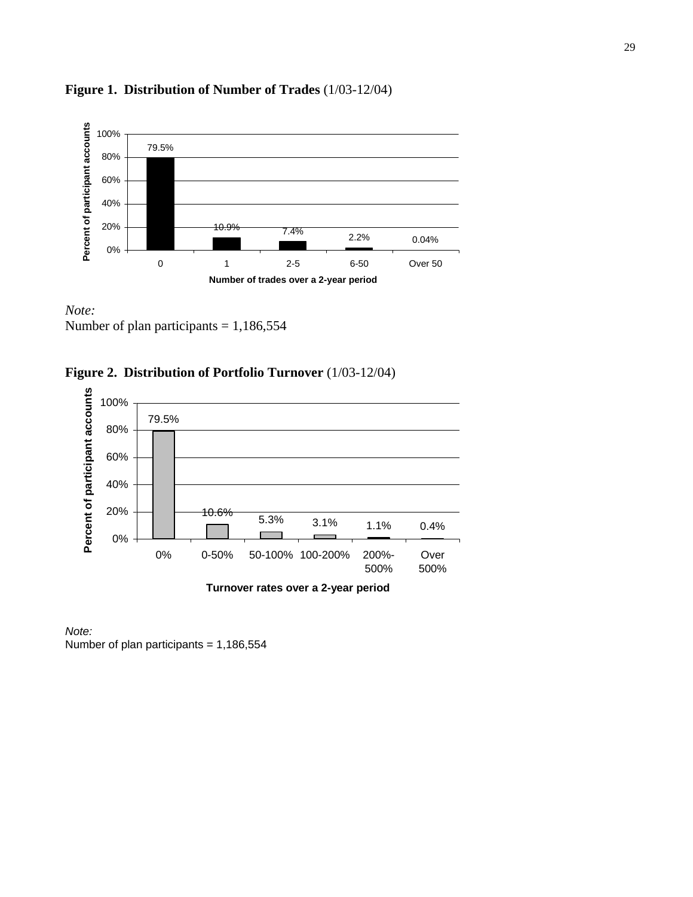**Figure 1. Distribution of Number of Trades** (1/03-12/04)

| Number of trades over a 2-year period | Percent of participant accounts |
|---|---|
| 0 | 79.5% |
| 1 | 10.9% |
| 2-5 | 7.4% |
| 6-50 | 2.2% |
| Over 50 | 0.04% |

*Note:*
Number of plan participants = 1,186,554

**Figure 2. Distribution of Portfolio Turnover** (1/03-12/04)

| Turnover rates over a 2-year period | Percent of participant accounts |
|---|---|
| 0% | 79.5% |
| 0-50% | 10.6% |
| 50-100% | 5.3% |
| 100-200% | 3.1% |
| 200%-500% | 1.1% |
| Over 500% | 0.4% |

*Note:*
Number of plan participants = 1,186,554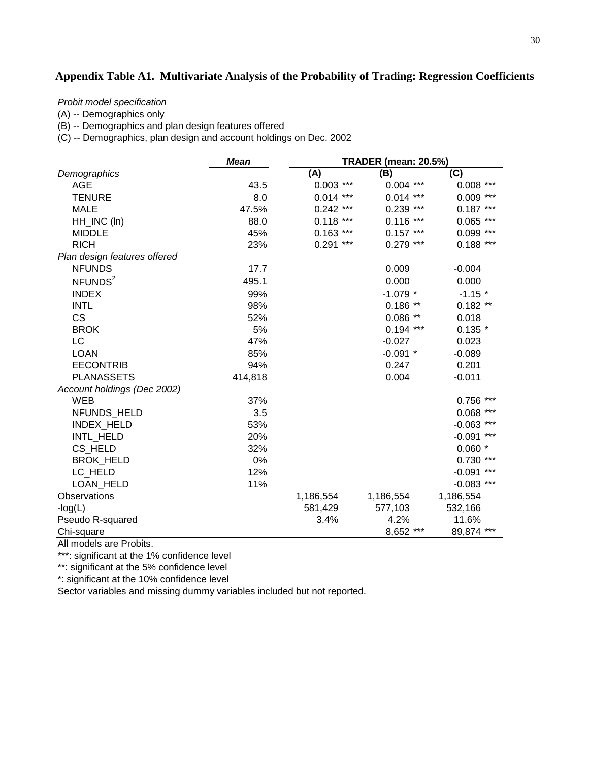## Appendix Table A1. Multivariate Analysis of the Probability of Trading: Regression Coefficients

*Probit model specification*

(A) -- Demographics only

(B) -- Demographics and plan design features offered

(C) -- Demographics, plan design and account holdings on Dec. 2002

| | ***Mean*** | **TRADER (mean: 20.5%)** | | |
|---|---|---|---|---|
| *Demographics* | | **(A)** | **(B)** | **(C)** |
| AGE | 43.5 | 0.003 *** | 0.004 *** | 0.008 *** |
| TENURE | 8.0 | 0.014 *** | 0.014 *** | 0.009 *** |
| MALE | 47.5% | 0.242 *** | 0.239 *** | 0.187 *** |
| HH_INC (ln) | 88.0 | 0.118 *** | 0.116 *** | 0.065 *** |
| MIDDLE | 45% | 0.163 *** | 0.157 *** | 0.099 *** |
| RICH | 23% | 0.291 *** | 0.279 *** | 0.188 *** |
| *Plan design features offered* | | | | |
| NFUNDS | 17.7 | | 0.009 | -0.004 |
| $NFUNDS^2$ | 495.1 | | 0.000 | 0.000 |
| INDEX | 99% | | -1.079 * | -1.15 * |
| INTL | 98% | | 0.186 ** | 0.182 ** |
| CS | 52% | | 0.086 ** | 0.018 |
| BROK | 5% | | 0.194 *** | 0.135 * |
| LC | 47% | | -0.027 | 0.023 |
| LOAN | 85% | | -0.091 * | -0.089 |
| EECONTRIB | 94% | | 0.247 | 0.201 |
| PLANASSETS | 414,818 | | 0.004 | -0.011 |
| *Account holdings (Dec 2002)* | | | | |
| WEB | 37% | | | 0.756 *** |
| NFUNDS_HELD | 3.5 | | | 0.068 *** |
| INDEX_HELD | 53% | | | -0.063 *** |
| INTL_HELD | 20% | | | -0.091 *** |
| CS_HELD | 32% | | | 0.060 * |
| BROK_HELD | 0% | | | 0.730 *** |
| LC_HELD | 12% | | | -0.091 *** |
| LOAN_HELD | 11% | | | -0.083 *** |
| Observations | | 1,186,554 | 1,186,554 | 1,186,554 |
| -log(L) | | 581,429 | 577,103 | 532,166 |
| Pseudo R-squared | | 3.4% | 4.2% | 11.6% |
| Chi-square | | | 8,652 *** | 89,874 *** |

All models are Probits.

***: significant at the 1% confidence level

**: significant at the 5% confidence level

*: significant at the 10% confidence level

Sector variables and missing dummy variables included but not reported.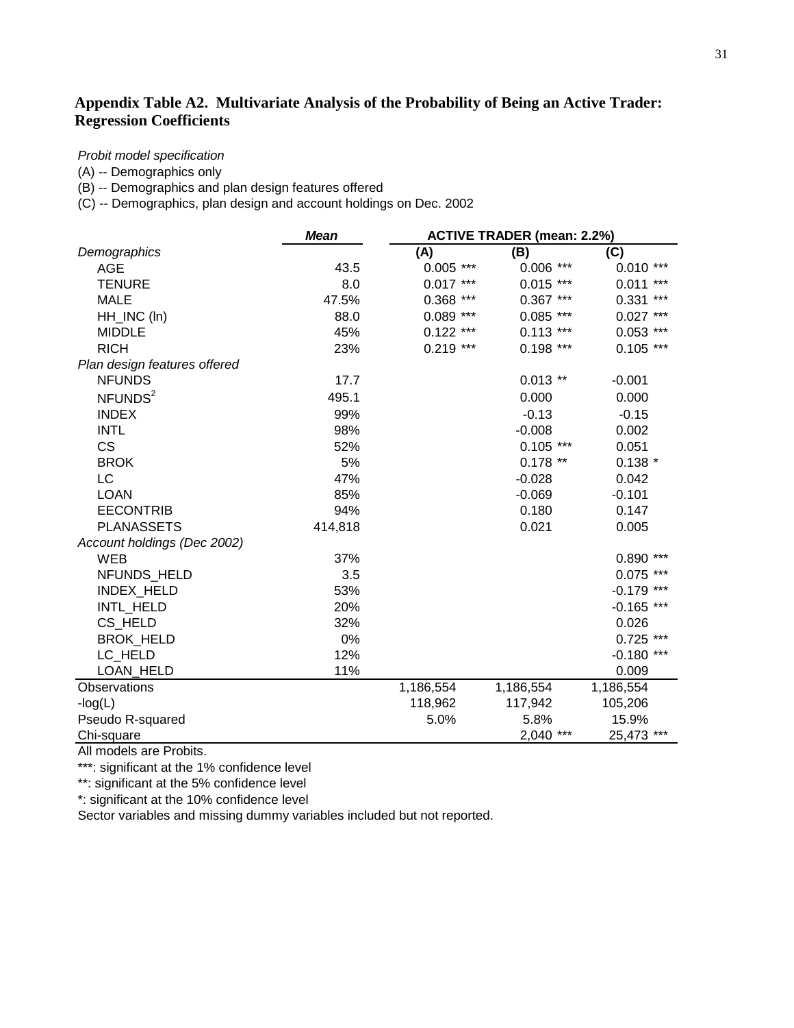# Appendix Table A2. Multivariate Analysis of the Probability of Being an Active Trader: Regression Coefficients

*Probit model specification*

(A) -- Demographics only

(B) -- Demographics and plan design features offered

(C) -- Demographics, plan design and account holdings on Dec. 2002

| | ***Mean*** | **ACTIVE TRADER (mean: 2.2%)** | | |
|---|---|---|---|---|
| *Demographics* | | **(A)** | **(B)** | **(C)** |
| AGE | 43.5 | 0.005 *** | 0.006 *** | 0.010 *** |
| TENURE | 8.0 | 0.017 *** | 0.015 *** | 0.011 *** |
| MALE | 47.5% | 0.368 *** | 0.367 *** | 0.331 *** |
| HH_INC (ln) | 88.0 | 0.089 *** | 0.085 *** | 0.027 *** |
| MIDDLE | 45% | 0.122 *** | 0.113 *** | 0.053 *** |
| RICH | 23% | 0.219 *** | 0.198 *** | 0.105 *** |
| *Plan design features offered* | | | | |
| NFUNDS | 17.7 | | 0.013 ** | -0.001 |
| $NFUNDS^2$ | 495.1 | | 0.000 | 0.000 |
| INDEX | 99% | | -0.13 | -0.15 |
| INTL | 98% | | -0.008 | 0.002 |
| CS | 52% | | 0.105 *** | 0.051 |
| BROK | 5% | | 0.178 ** | 0.138 * |
| LC | 47% | | -0.028 | 0.042 |
| LOAN | 85% | | -0.069 | -0.101 |
| EECONTRIB | 94% | | 0.180 | 0.147 |
| PLANASSETS | 414,818 | | 0.021 | 0.005 |
| *Account holdings (Dec 2002)* | | | | |
| WEB | 37% | | | 0.890 *** |
| NFUNDS_HELD | 3.5 | | | 0.075 *** |
| INDEX_HELD | 53% | | | -0.179 *** |
| INTL_HELD | 20% | | | -0.165 *** |
| CS_HELD | 32% | | | 0.026 |
| BROK_HELD | 0% | | | 0.725 *** |
| LC_HELD | 12% | | | -0.180 *** |
| LOAN_HELD | 11% | | | 0.009 |
| Observations | | 1,186,554 | 1,186,554 | 1,186,554 |
| -log(L) | | 118,962 | 117,942 | 105,206 |
| Pseudo R-squared | | 5.0% | 5.8% | 15.9% |
| Chi-square | | | 2,040 *** | 25,473 *** |

All models are Probits.

***: significant at the 1% confidence level

**: significant at the 5% confidence level

*: significant at the 10% confidence level

Sector variables and missing dummy variables included but not reported.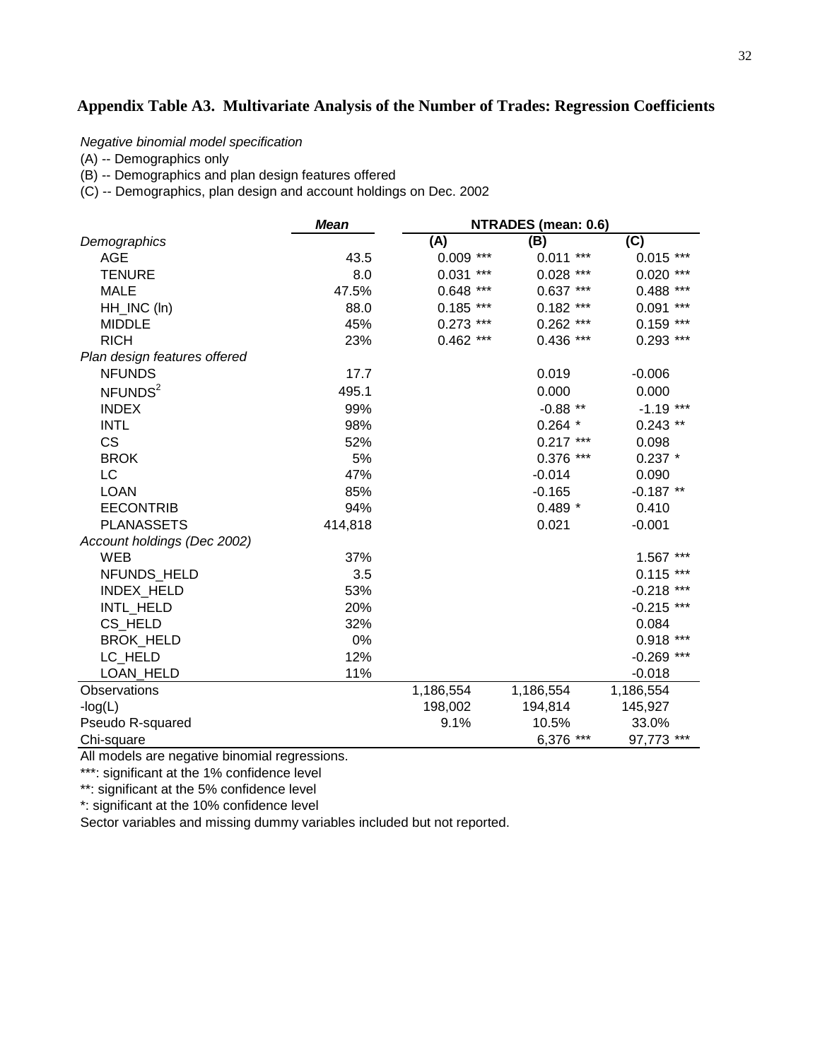## Appendix Table A3. Multivariate Analysis of the Number of Trades: Regression Coefficients

*Negative binomial model specification*

(A) -- Demographics only

(B) -- Demographics and plan design features offered

(C) -- Demographics, plan design and account holdings on Dec. 2002

| | ***Mean*** | **NTRADES (mean: 0.6)** | | |
|---|---|---|---|---|
| *Demographics* | | **(A)** | **(B)** | **(C)** |
| AGE | 43.5 | 0.009 *** | 0.011 *** | 0.015 *** |
| TENURE | 8.0 | 0.031 *** | 0.028 *** | 0.020 *** |
| MALE | 47.5% | 0.648 *** | 0.637 *** | 0.488 *** |
| HH_INC (ln) | 88.0 | 0.185 *** | 0.182 *** | 0.091 *** |
| MIDDLE | 45% | 0.273 *** | 0.262 *** | 0.159 *** |
| RICH | 23% | 0.462 *** | 0.436 *** | 0.293 *** |
| *Plan design features offered* | | | | |
| NFUNDS | 17.7 | | 0.019 | -0.006 |
| $NFUNDS^2$ | 495.1 | | 0.000 | 0.000 |
| INDEX | 99% | | -0.88 ** | -1.19 *** |
| INTL | 98% | | 0.264 * | 0.243 ** |
| CS | 52% | | 0.217 *** | 0.098 |
| BROK | 5% | | 0.376 *** | 0.237 * |
| LC | 47% | | -0.014 | 0.090 |
| LOAN | 85% | | -0.165 | -0.187 ** |
| EECONTRIB | 94% | | 0.489 * | 0.410 |
| PLANASSETS | 414,818 | | 0.021 | -0.001 |
| *Account holdings (Dec 2002)* | | | | |
| WEB | 37% | | | 1.567 *** |
| NFUNDS_HELD | 3.5 | | | 0.115 *** |
| INDEX_HELD | 53% | | | -0.218 *** |
| INTL_HELD | 20% | | | -0.215 *** |
| CS_HELD | 32% | | | 0.084 |
| BROK_HELD | 0% | | | 0.918 *** |
| LC_HELD | 12% | | | -0.269 *** |
| LOAN_HELD | 11% | | | -0.018 |
| Observations | | 1,186,554 | 1,186,554 | 1,186,554 |
| -log(L) | | 198,002 | 194,814 | 145,927 |
| Pseudo R-squared | | 9.1% | 10.5% | 33.0% |
| Chi-square | | | 6,376 *** | 97,773 *** |

All models are negative binomial regressions.

***: significant at the 1% confidence level

**: significant at the 5% confidence level

*: significant at the 10% confidence level

Sector variables and missing dummy variables included but not reported.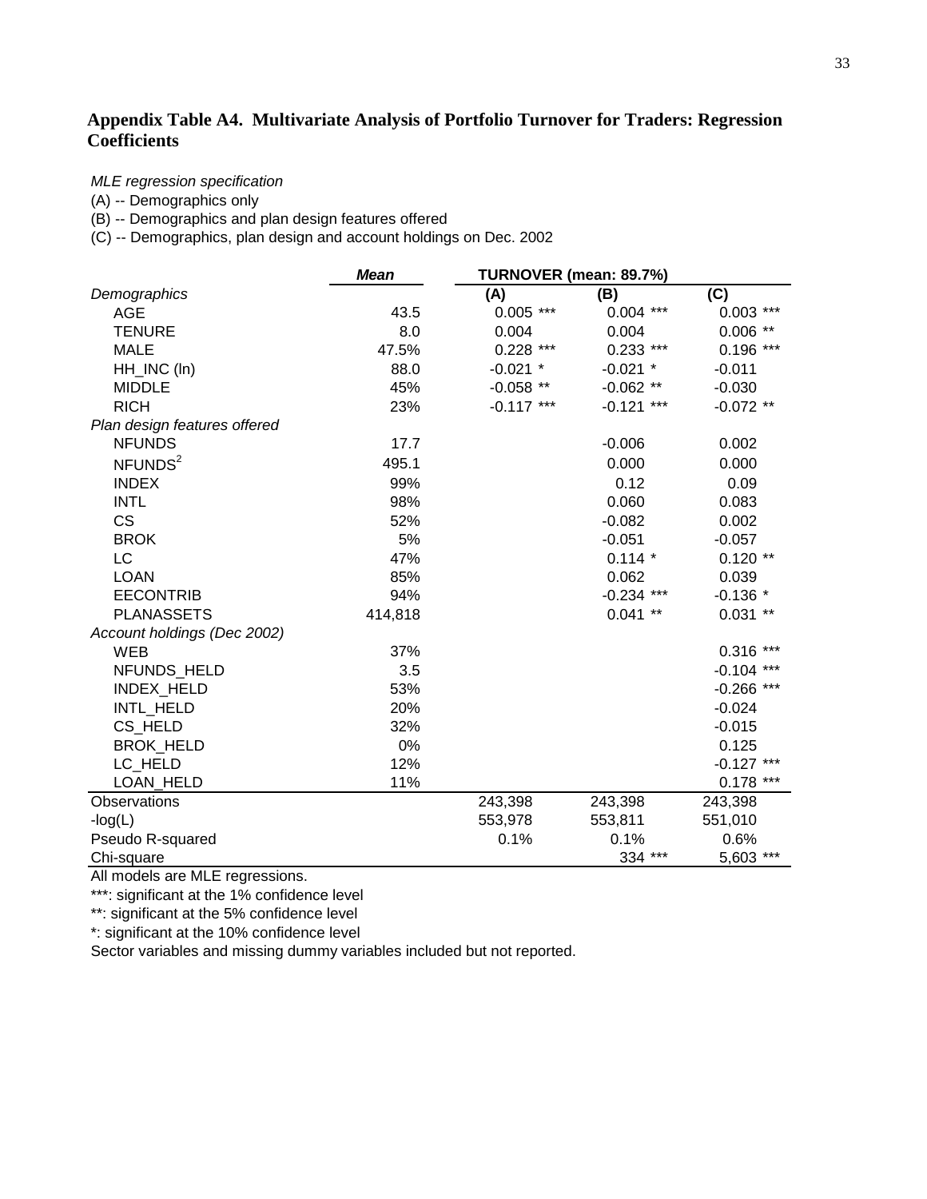## Appendix Table A4. Multivariate Analysis of Portfolio Turnover for Traders: Regression Coefficients

*MLE regression specification*

(A) -- Demographics only

(B) -- Demographics and plan design features offered

(C) -- Demographics, plan design and account holdings on Dec. 2002

| | ***Mean*** | **TURNOVER (mean: 89.7%)** | | |
|---|---|---|---|---|
| | | **(A)** | **(B)** | **(C)** |
| *Demographics* | | | | |
| AGE | 43.5 | 0.005 *** | 0.004 *** | 0.003 *** |
| TENURE | 8.0 | 0.004 | 0.004 | 0.006 ** |
| MALE | 47.5% | 0.228 *** | 0.233 *** | 0.196 *** |
| HH_INC (ln) | 88.0 | -0.021 * | -0.021 * | -0.011 |
| MIDDLE | 45% | -0.058 ** | -0.062 ** | -0.030 |
| RICH | 23% | -0.117 *** | -0.121 *** | -0.072 ** |
| *Plan design features offered* | | | | |
| NFUNDS | 17.7 | | -0.006 | 0.002 |
| $NFUNDS^2$ | 495.1 | | 0.000 | 0.000 |
| INDEX | 99% | | 0.12 | 0.09 |
| INTL | 98% | | 0.060 | 0.083 |
| CS | 52% | | -0.082 | 0.002 |
| BROK | 5% | | -0.051 | -0.057 |
| LC | 47% | | 0.114 * | 0.120 ** |
| LOAN | 85% | | 0.062 | 0.039 |
| EECONTRIB | 94% | | -0.234 *** | -0.136 * |
| PLANASSETS | 414,818 | | 0.041 ** | 0.031 ** |
| *Account holdings (Dec 2002)* | | | | |
| WEB | 37% | | | 0.316 *** |
| NFUNDS_HELD | 3.5 | | | -0.104 *** |
| INDEX_HELD | 53% | | | -0.266 *** |
| INTL_HELD | 20% | | | -0.024 |
| CS_HELD | 32% | | | -0.015 |
| BROK_HELD | 0% | | | 0.125 |
| LC_HELD | 12% | | | -0.127 *** |
| LOAN_HELD | 11% | | | 0.178 *** |
| Observations | | 243,398 | 243,398 | 243,398 |
| -log(L) | | 553,978 | 553,811 | 551,010 |
| Pseudo R-squared | | 0.1% | 0.1% | 0.6% |
| Chi-square | | | 334 *** | 5,603 *** |

All models are MLE regressions.

***: significant at the 1% confidence level

**: significant at the 5% confidence level

*: significant at the 10% confidence level

Sector variables and missing dummy variables included but not reported.